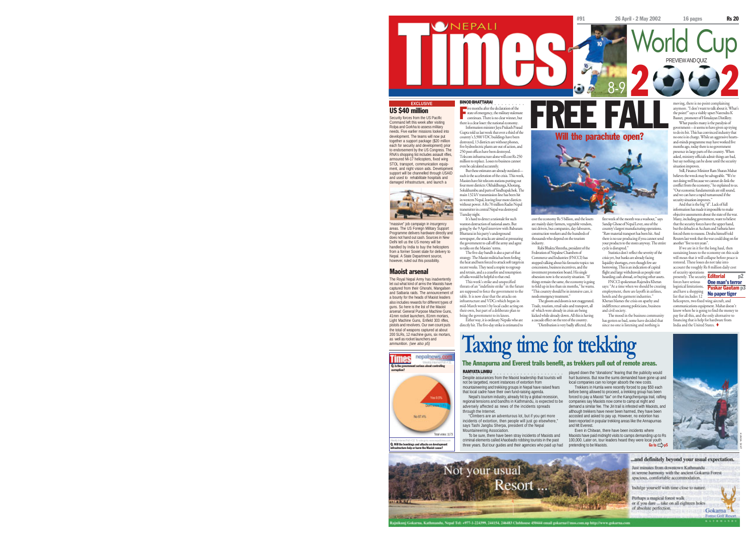# NEPALI Times

#91 26 April - 2 May 2002 16 pages Rs 20

World Cup 2002
PREVIEW AND QUIZ 8-9

EXCLUSIVE

## US $40 million

Security forces from the US Pacific Command left this week after visiting Rolpa and Gorkha to assess military needs. Five earlier missions looked into development. The teams will now put together a support package ($20 million each for security and development) prior to endorsement by the US Congress. The RNA's shopping list includes assault rifles, armoured Mi-17 helicopters, fixed wing STOL transport, communication equipment, and night vision aids. Development support will be channelled through USAID and used to rehabilitate hospitals and damaged infrastructure, and launch a "massive" job campaign in insurgency areas. The US Foreign Military Support Programme delivers hardware directly and does not hand out cash. Sources in New Delhi tell us the US money will be handled by India to buy the helicopters from a former Soviet state for delivery to Nepal. A State Department source, however, ruled out this possibility.

## Maoist arsenal

The Royal Nepal Army has inadvertently let out what kind of arms the Maoists have captured from their Ghorahi, Mangalsen and Satbaria raids. The announcement of a bounty for the heads of Maoist leaders also includes rewards for different types of guns. So here is the list of the Maoist arsenal: General Purpose Machine Guns, 41mm rocket launchers, 81mm mortars, Light Machine Guns, Enfield 303 rifles, pistols and revolvers. Our own count puts the total of weapons captured at about 200 SLRs, 12 machine guns, six mortars, as well as rocket launchers and ammunition. *(see also p5)*

Times nepalnews.com Weekly Internet Poll # 31

**Q. Is the government serious about controlling corruption?**

Yes 9.5%
Don't know 3.1%
No 87.4%

Total votes: 1173

Weekly Internet Poll # 32. To vote go to: www.nepalitimes.com

**Q. Will the bombings and attacks on development infrastructure help or harm the Maoist cause?**

# FREE FALL

## Will the parachute open?

BINOD BHATTARAI

Five months after the declaration of the state of emergency, the military stalemate continues. There is no clear winner, but there is a clear loser: the national economy.

Information minister Jaya Prakash Prasad Gupta told us last week that over a third of the country's 3,900 VDC buildings have been destroyed, 13 districts are without phones, five hydroelectric plants are out of action, and 250 post offices have been destroyed. Telecom infrastructure alone will cost Rs 250 million to replace. Losses to business cannot even be calculated accurately.

But these estimates are already outdated—such is the acceleration of the crisis. This week, Maoists have hit telecom stations putting out four more districts: Okhaldhunga, Khotang, Solukhumbu and parts of Sindhupalchok. The main 132 kV transmission line has been hit in western Nepal, leaving four more districts without power. A Rs 70 million Radio Nepal transmitter in central Nepal was destroyed Tuesday night.

It's hard to detect a rationale for such wanton destruction of national assets. But going by the 9 April interview with Baburam Bhattarai in his party's underground newspaper, the attacks are aimed at pressuring the government to call off the army and agree to talks on the Maoists' terms.

The five-day bandh is also a part of that strategy. The Maoist militia has been feeling the heat and been forced to attack soft targets in recent weeks. They need a respite to regroup and retrain, and a ceasefire and resumption of talks would be helpful to that end.

This week's strike and unspecified threats of an "indefinite strike" in the future are supposed to force the government to the table. It is now clear that the attacks on infrastructure and VDCs which began in mid-March weren't by local cadre acting on their own, but part of a deliberate plan to bring the government to its knees.

Either way, it is ordinary Nepalis who are directly hit. The five-day strike is estimated to cost the economy Rs 5 billion, and the losers are mainly dairy farmers, vegetable vendors, taxi drivers, bus companies, day-labourers, construction workers and the hundreds of thousands who depend on the tourism industry.

Rabi Bhakta Shrestha, president of the Federation of Nepalese Chambers of Commerce and Industries (FNCCI) has stopped talking about his favourite topics: tax concessions, business incentives, and the investment promotion board. His single obsession now is the security situation. "If things remain the same, the economy is going to fold up in less than six months," he warns. "This country should be in intensive care, it needs emergency treatment."

The gloom and doom is not exaggerated. Trade, tourism, retail sales and transport, all of which were already in crisis are being kicked while already down. All this is having a cascade effect on the rest of the country.

"Distribution is very badly affected, the first week of the month was a washout," says Sandip Ghose of Nepal Lever, one of the country's largest manufacturing operations. "Raw material transport has been hit. And there is no use producing if you cannot send your products to the stores anyway. The entire cycle is disrupted."

Statistics don't reflect the severity of the crisis yet, but banks are already facing liquidity shortages, even though few are borrowing. This is an indication of capital flight and large withdrawals as people start hoarding cash abroad, or buying other assets.

FNCCI spokesman Rajendra Khetan says: "At a time when we should be creating employment, there are layoffs in airlines, hotels and the garment industries." Khetan blames the crisis on apathy and indifference among politicians, business and civil society.

The mood in the business community has gotten so bad, some have decided that since no one is listening and nothing is moving, there is no point complaining anymore. "I don't want to talk about it. What's the point?" says a visibly upset Narendra K Basnet, promoter of Himalayan Distillery.

What puzzles many is the paralysis of government—it seems to have given up trying to do its bit. This has convinced industry that no one is in charge. While an aggressive hearts-and-minds programme may have worked five months ago, today there is no government presence in large parts of the country. When asked, ministry officials admit things are bad, but say nothing can be done until the security situation improves.

Still, Finance Minister Ram Sharan Mahat believes the wreck may be salvageable. "We're not doing well because we cannot de-link the conflict from the economy," he explained to us. "Our economic fundamentals are still sound, and we can have a turnaround if the security situation improves."

And that is the big "if". Lack of full information has made it impossible to make objective assessments about the state of the war. Many, including government, want to believe that the security forces have the upper hand, but the debacles at Accham and Satbaria have forced them to reassess. Deuba himself told Reuters last week that the war could drag on for another "five to ten years".

If we are in it for the long haul, then sustaining losses to the economy on this scale will mean that it will collapse before peace is restored. These losses do not take into account the roughly Rs 8 million daily cost of security operations presently. The security forces have serious logistical limitations, and have a shopping list that includes 12 helicopters, two fixed wing aircraft, and communications equipment. Mahat doesn't know where he is going to find the money to pay for all this, and the only alternative to financing that is help for hardware from India and the United States. ♦

**Editorial** p2
**One man's terror**
**Puskar Gautam** p3
**No paper tiger**

# Taxing time for trekking

## The Annapurna and Everest trails benefit, as trekkers pull out of remote areas.

RAMYATA LIMBU

Despite assurances from the Maoist leadership that tourists will not be targetted, recent instances of extortion from mountaineering and trekking groups in Nepal have raised fears that local cadre have their own fund-raising agenda.

Nepal's tourism industry, already hit by a global recession, regional tensions and bandhs in Kathmandu, is expected to be adversely affected as news of the incidents spreads through the Internet.

"Climbers are an adventurous lot, but if you get more incidents of extortion, then people will just go elsewhere," says Tashi Jangbu Sherpa, president of the Nepal Mountaineering Association.

To be sure, there have been stray incidents of Maoists and criminal elements called *khaobadis* robbing tourists in the past three years. But tour guides and their agencies who paid up had played down the "donations" fearing that the publicity would hurt business. But now the sums demanded have gone up and local companies can no longer absorb the new costs.

Trekkers in Humla were recently forced to pay $50 each before being allowed to proceed, a trekking group has been forced to pay a Maoist "tax" on the Kangchenjunga trail, rafting companies say Maoists now come to camp at night and demand a similar fee. The Jiri trail is infested with Maoists, and although trekkers have never been harmed, they have been accosted and asked to pay up. However, no extortion has been reported in popular trekking areas like the Annapurnas and Mt Everest.

Even in Chitwan, there have been incidents where Maoists have paid midnight visits to camps demanding up to Rs 100,000. Later on, tour leaders heard they were local youth pretending to be Maoists. Go to p5

Not your usual Resort ...

...and definitely beyond your usual expectation.

Just minutes from downtown Kathmandu in serene harmony with the ancient Gokarna Forest spacious, comfortable accommodation.

Indulge yourself with time close to nature.

Perhaps a magical forest walk or if you dare ... take on all eighteen holes of absolute perfection.

Gokarna Forest Golf Resort

Rajnikunj Gokarna, Kathmandu, Nepal Tel: +977-1-224399, 244154, 246483 Clubhouse 450444 email gokarna@mos.com.np http://www.gokarna.com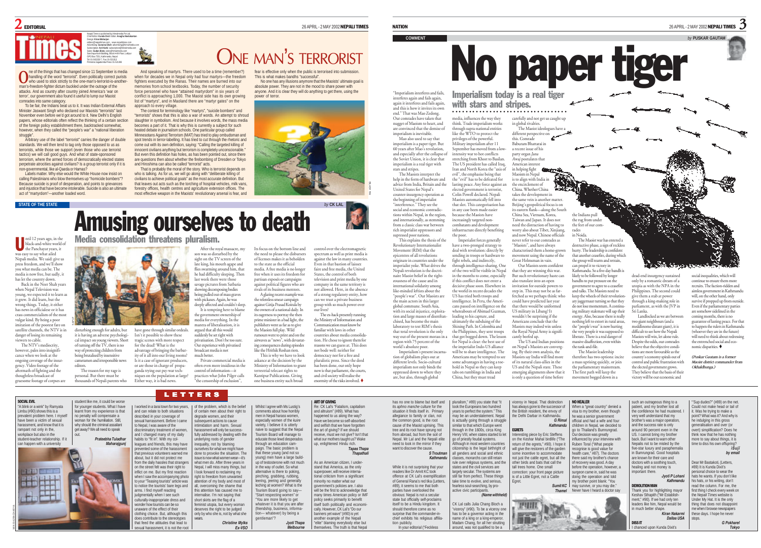## EDITORIAL

# ONE MAN'S TERRORIST

One of the things that has changed since 11 September is media handling of the word "terrorist". Even politically correct purists who used to stick strictly to the one-man's-terrorist-is-another-man's-freedom-fighter dictum buckled under the outrage of the attacks. And as country after country joined America's 'war on terror', our government also found it useful to lump our Maoist comrades into same category.

To be fair, the Indians beat us to it. It was Indian External Affairs Minister Jaswant Singh who declared our Maoists "terrorists" last November even before we'd got around to it. New Delhi's English papers, whose editorials often reflect the thinking of a certain section of the foreign policy establishment there, backtracked somewhat, however, when they called the "people's war" a "national liberation struggle".

Arbitrary use of the label "terrorist" carries the danger of double standards. We will then tend to tag only those opposed to us as terrorists, while those we support (even those who use terrorist tactics) we will call good guys. And what of state-sponsored terrorism, where the armed forces of democratically elected states perpetrate atrocities against civilians? Is a group terrorist only if it is non-governmental, like al-Qaeda or Hamas?

Labels matter. Why else would the White House now insist on calling Palestinians who blow themselves up "homicide bombers"? Because suicide is proof of desperation, and points to grievances and injustice that have become intolerable. Suicide is also an ultimate act of "martyrdom"—another loaded word.

And speaking of martyrs. There used to be a time (remember?) when for decades we in Nepal only had four martyrs—the freedom fighters executed by the Ranas. Their names are burned into our memories from school textbooks. Today, the number of security force personnel who have "attainted martyrdom" in six years of conflict is approaching 1,000. The Maoist side has its own growing list of "martyrs", and in Maoland there are "martyr gates" on the approach to every village.

The contest for terminology like "martyrs", "suicide bombers" and "terrorists" shows that this is also a war of words. An attempt to shroud slaughter in symbolism. And because it involves words, the mass media becomes a part of it. That is why this is currently a subject for such heated debate in journalism schools. One particular group called Minnesotans Against Terrorism (MAT) has tried to play ombudsman and spot trends in terror-labelling. It has tried to cut through the rhetoric and come out with its own definition, saying: "Calling the targeted killing of innocent civilians anything but terrorism is completely unconscionable." But even this definition has holes, as has been pointed out, since there are questions then about whether the firebombing of Dresden or Tokyo and Hiroshima can also be called "terrorist" acts.

That is probably the moral of the story. Who is terrorist depends on who is talking. As for us, we will go along with "deliberate killing of civilians to achieve political goals" as the most accurate definition. But that leaves out acts such as the torching of hospital vehicles, milk vans, forestry offices, health centres and agriculture extension offices. The most effective weapon in the Maoists' revolutionary arsenal is fear, and fear is effective only when the public is terrorised into submission. This is what makes bandhs "successful".

No one has any illusions anymore that the Maoists' ultimate goal is absolute power. They are not in the mood to share power with anyone. And it is clear they will do anything to get there, using the power of terror.

## STATE OF THE STATE

*by* CK LAL

# Amusing ourselves to death

### Media consolidation threatens pluralism.

Until 12 years ago, in the black-and-white world of the Panchayat years, it was easy to say what ailed Nepali media. We said: give us press freedom, and we'll show you what media can be. The media is now free, but sadly, it has let the country down.

Back in the Neer Shah years when Nepal Television was young, we expected it to learn as it grew. It did learn, but the wrong things. Today, it either has news in officialese or it has crass commercialism of the most vulgar kind. By being a poor imitation of the poorest fare on satellite channels, the NTV is in danger of losing its remaining viewers to cable.

The NTV's mediocrity, however, pales into insignificance when we look at the ongoing coverage of the insurgency. Video footage of the aftermath of fighting and the thoughtless broadcast of gruesome footage of corpses are disturbing enough for adults, but it is having an adverse psychological impact on young viewers. Short of turning off the TV, there is no way of protecting children from being brutalised by insensitive cameramen and irresponsible news editors.

The reason for my rage is personal. But there must be thousands of Nepali parents who have gone through similar ordeals. Isn't it possible to show these tragic scenes with more respect for the dead? What is the advantage of bringing the barbarity of it all into our living rooms? Is it a case of ignorant producers, or are those in charge of propaganda trying out psy-war techniques on the population at large? Either way, it is bad news.

After the royal massacre, my son was so disturbed by the sight on the TV screen of the late king, his mouth agape and flies swarming around him, that he had difficulty sleeping. Then last week there were those savage pictures from Satbaria showing decomposing bodies being pulled out of mass graves with pickaxes. Again, he was deeply affected and couldn't sleep.

It is tempting here to blame the government ownership of media for everything. In the mantra of liberalisation, it is argued that all this would suddenly be set right with privatisation. Don't be too sure. Our experience with privatised broadcast media is not much better.

Private commercial media is often even more insidious in the control of information—it practices what John Pilger calls "the censorship of exclusion". Its focus on the bottom line and the need to please the disbursers of licenses makes it as beholden to the state as the official media. A free media is no longer free when it uses its freedom for partisan exposés or campaigns against political figures who are rivals of its business mentors.

A glaring recent example was the relentless smear campaign against Girija Prasad Koirala by the owners of a national daily. In its eagerness to portray the then prime minister in a bad light, the publishers went as far as to give the Maoists full play. Wild rumours went to print and on the airwaves as "news", with devastating consequences during episodes like the Hrithik Roshan riots.

This is why we have to look askance at the decision by the Ministry of Information to grant terrestrial telecast rights to Kantipur Publications. Giving one business entity such broad control over the electromagnetic spectrum as well as print media is against the law in many countries. Even in that bastion of laissez faire and free media, the United States, the control of both television and print media by one company in the same territory is not allowed. Here, in the absence of a strong regulatory entity, how can we trust a private business group with so much power over our lives?

The ex-hack presently running the Ministry of Information and Communication must know be familiar with laws in other countries about media consolidation. He chose to ignore them for reasons we can guess at. This does not bode well: neither for democracy nor for a free and pluralistic press. Since the deed has been done, our only hope now is that parliament, the courts, and civil society will realise the enormity of the risks involved. ♦

## NATION

## COMMENT

*by* PUSKAR GAUTAM

# No paper tiger

### Imperialism today is a real tiger with stars and stripes.

"Imperialism interferes and fails, interferes again and fails again, again it interferes and fails again, and this is how it invites its own end." That was Mao Zedong. Our comrades have taken that nugget of Maoism to heart, and are convinced that the demise of imperialism is inevitable.

Mao also used to say that imperialism is a paper tiger. But 60 years after Mao's revolution, and especially after the collapse of the Soviet Union, it is clear that imperialism is a real tiger with stars and stripes.

The Maoists interpret the help in the form of hardware and advice from India, Britain and the United States for Nepal's counter-insurgency operation as the beginning of imperialist "interference." They see the social and economic contradictions within Nepal, in the region, and internationally, as stemming from a classic class war between rich imperialist oppressors and supressed poor nations.

This precept explains the thesis of the Revolutionary Internationalist Movement (RIM) that the epicentres of all revolutions originate in countries under the imperialist yoke. What drives the Nepali revolution is the doctrinaire Maoist belief in the righteousness of the cause and in international solidarity among like-minded leftists about the "people's war". Our Maoists are the main actors in this larger global commune. South Asia, with its social injustice, exploitation and large masses of disenfranchised, has become the main laboratory to test RIM's thesis that total revolution is the only way out of the present morass in a region with 75 percent of the world's absolute poor.

Imperialism's present incarnation of globalism plays out at different levels. Socio-cultural imperialism not only binds the oppressed down to where they are, but also, through global media, influences the way they think. Trade imperialism works through supra-national entities like the WTO to protect the privileges of the powerful. Military imperialism after 11 September has moved from a low-intensity war to hot conflicts stretching from Khost to Basilan. The US president has called Iraq, Iran and North Korea the "axis of evil", the emphasis being that the "evil" has to be defeated for lasting peace. Any force against an elected government is terrorist, Colin Powell declared. Nepali Maoists automatically fell into that slot. This categorisation has in any case been made easier because the Maoists have increasingly targeted non-combatants and development infrastructure directly benefiting the poor.

Imperialist forces generally have a two-pronged strategy to deal with revolution: directly by sending in troops or hardware to fight rebels, and indirectly, through intelligence-sharing. One of the two will be visible in Nepal in the months to come, especially if this conflict does not enter a decisive phase soon. Elsewhere in the world in recent decades the US has tried both troops and intelligence. In Peru, the Americans passed on intelligence on the whereabouts of Abimael Guzman, leading to his capture, and ultimately the subduing of the Shining Path. In Colombia and the Philippines, they sent troops that got bogged down. The lesson for Nepal is clear: the best use of the imperialist Indo-US alliance will be to share intelligence. The Americans may be tempted to see some advantages in having a toehold in Nepal so they can keep tabs on rumblings in India and China, but they must tread carefully and not get caught up in global rivalries.

The Maoist ideologues have a different perspective on this. Comrade Baburam Bhattarai in a recent issue of his party organ *Jana Awaj* postulates that American interest in helping fight Maoism in Nepal is to align with India in the encirclement of China. Whether China takes the development in the same vein is another matter. Beijing's geopolitical focus is on its eastern flank—along the South China Sea, Vietnam, Korea, Taiwan and Japan. It does not need the distraction of having to worry also about Tibet, Xinjiang, and now Nepal. Chinese officials never refer to our comrades as "Maoists", and have always characterised them a home-grown movement using the name of the Great Helmsman in vain.

Our Maoists seem confident that they are winning this war. But such revolutionary haste can also translate into an open invitation for outside powers to step in. This may not be as far-fetched as we perhaps think: who could have predicted last year that there would be uniformed US military in Libang? It wouldn't be surprising if the Americans conclude that the Maoists may indeed win unless the Royal Nepal Army is significantly beefed up.

The US and Indian positions on Nepal's Maoists are converging. By their own analysis, the Maoists say India will find more of its natural class-allies in the US and the Nepali state. These emerging alignments show that it is only a question of time before the Indians pull the rug from under the feet of our comrades in Noida.

The Maoist war has entered a destructive phase, a sign of reckless hurry. The leadership is confident that another ceasefire, during which the group will rearm and retrain, can propel it to victory in Kathmandu. So a five-day bandh is likely to be followed by longer bandhs to put pressure on the government to agree to a ceasefire and talks. The Maoists need to keep the wheels of their revolutionary juggernaut turning so that they do not lose momentum. A continuing military stalemate will sap their energy. Also, because there is really nothing left to extort in rural areas, the "people's war" is now hurting the very people it was supposed to liberate. There is a real danger of massive disaffection, even within the rank-and-file.

The Maoist leadership therefore has two options: incite a mass uprising quickly, or join the parliamentary mainstream. The first path will keep the movement bogged down in a dead-end insurgency sustained only by a romantic dream of a utopia as with the NPA in the Philippines. The second could give them a stab at power through a king-making role in parliament, as with the JVP in Sri Lanka.

Landlocked as we are between two giant neighbours (and a meddlesome distant giant), it is difficult to see how the Nepali Maoists will win, let alone rule. Despite the odds, our comrades believe that the objective conditions are more favourable as the country's economy spirals out of control and public frustration with the elected government grows. They believe that the basis of their victory will be our economic and social inequalities, which will continue to ensure them more recruits. The faction-ridden and aimless government in Kathmandu will, on the other hand, only survive if propped up from outside. Even if the parliamentary parties are somehow sidelined in the coming months, there is no guarantee of lasting peace. For that to happen the rulers in Kathmandu (whoever they are in the future) will need to think about redressing the entrenched social and economic disparities. ♦

*(Puskar Gautam is a former Maoist district commander from Okhaldhunga.)*

## LETTERS

**SOCIAL EVIL**

"A blink or a wink" by Ramyata Limbu (#90) shows this is a prevalent problem here. I myself have been a victim of sexual harassment, and know that it is rampant not only in the workplace but also in the student-teacher relationship. If it can happen with a university student like me, it could be worse for younger students. What I have learnt from my experience is that no penalty will compensate a woman for the humiliation. Still, why should the criminal assailant get away? We all need to speak out.

**Prateebha Tuladhar**
*Maharajgunj*

I worked in a tarai town for two years, and can relate to both situations described in your coverage of sexual harassment. Before I came to Nepal, I was aware of the discriminatory treatment of women, and I changed many of my daily habits to "fit in". With my colleagues and friends, this may have prevented some of the harassment that previous volunteers warned me about, but it did not protect me from the daily hassles that strangers on the street felt was their right to inflict on me. But my first reaction when I saw the accompanying photo to your "Teasing tourists" article was to notice the tourists' bare legs and arms. I find myself reacting judgmentally when I see such culturally-inappropriate dress and wonder how tourists can be so unaware of the effect of their clothing choice. But, although this does contribute to the stereotypes that feed the attitudes that lead to sexual harassment, it is not the root of the problem, which is the belief of certain men about their right to degrade women, and their subsequent actions to cause intimidation and harm. Sexual harassment will only be successfully addressed by dealing with the underlying roots of gender inequality, not by blaming ourselves for what we might have done to provoke the situation. The issue is now what women wear—it's what men do. After three years in Nepal, I will miss many things, but I look forward to reclaiming my right to freedom from unwanted attention of my body and most of all, overcoming the shame that this attention has caused me to internalise. I'm not saying that short skirts are the flag of a feminist utopia, but every woman deserves the right to be judged only by who she is, not by what she wears.

**Christine Mylks**
*Ex-VSO*

Whilst I agree with Ms Lustig's comments about how horribly men in Nepal harass women, especially women of the *kuire* variety, I believe it is utterly naive to suggest that the Nepal Tourism Board will manage to educate those lewd desperados through an education campaign. The basic problem is that these young (and not so young) men have a large build-up of testosterone with not much in the way of outlet. So what alternative is there to poking, pinching, grabbing, rubbing, leering, jeering and generally leching at women? What is the Tourism Board going to say—"Start respecting women" or "You are more likely to get whatever it is that you are after (friendship, business, information—whatever) by being a gentleman"?

**Jyoti Thapa**
*Melbourne*

**ART OF GIVING**

Re: CK Lal's "Fatalism, capitalism and altruism" (#89). What has happened to us along the way? Have we become so self-absorbed and selfish that we have forgotten the art of giving? If we should receive, must we not give? Isn't that what our mothers taught us? Wake up, enlightened Hindu rich.

**Tapas Thapa**
*Thapathali*

As an American citizen, I understand that America, as the only superpower, will receive international criticism from a significant minority no matter what our government's policies are. I also will be the first to acknowledge that many times American policy, or IMF policy seeks primarily to benefit itself both politically and economically. However, CK Lal's "Do our banners yet wave" (#90) is yet another example of the Nepali "elite" blaming everybody else but themselves. The truth is that Nepal has no one to blame but itself and its *aphno manche* culture for the situation it finds itself in. Primary allegiance to family or clan, not the common good, is the root cause of the Maoist uprising. This tree and its root have sprung not from abroad, but from the soil of Nepal. Mr Lal and the Nepali elite need to look in the mirror if they want to discover the cause.

**S Troutman**
*Kathmandu*

While it is not surprising that your readers like Dr Amrit KC took offence at CK Lal's exemplification of General Apa's red tika (Letters, #89), it seems to me that both parties have overlooked the obvious: Nepal is not a secular state but officially self-proclaims itself to be a Hindu kingdom. It should therefore come as no surprise that the commander-in-chief exhibits his religious affiliation publicly.

In your editorial ("Feckless pluralism," #89) you state that "it took the Europeans two hundred years to perfect the system." This may be an understatement. Nepal is actually going through a struggle similar to that which Europe went through in the 1600s, circa King Henry VIII, when states started to let go of priestly feudal systems. Although in most western countries citizenship is the legal birthright of all genders and social and ethnic classes, monarchs can still retain rule over religious systems, and the states and the civil services are largely secular. The systems are still far from perfect. These things take time to evolve, and serious, fearless soul-searching, by proactive civic participants.

**(Name withheld)**

CK Lal calls Julia Chang Bloch a "viceroy" (#90). To be a viceroy one has to be a governor acting in the name of a king or a king-emperor. Madam Chang, for all her strutting around, was not qualified to be a viceroy in Nepal. That distinction has always gone to the successor of the British resident, the envoy of the Delhi Darbar in Kathmandu.

**G Rimal**
*Kathmandu*

**EGRETS**

Interesting piece by Eric Steffens on the Keshar Mahal birdlife ("The return of the egrets," #90). I hope it will give the restorers of the garden some incentive to accommodate not just the cattle egret, but all the other birds and bats that call the tall trees home. One small correction: your front page picture is of a Little Egret, not a Cattle Egret.

**Sumit KC**
*Thamel*

**NO HEALER**

When a "great country" denied a visa to my brother, even though he was a senior government official and had a wife and four children in Nepal, we decided to go to Thailand's Bumrungrad. Our decision was greatly influenced by your interview with Ruben Toral ("What people recognise is good value for health care," #87). The doctors there said my brother's chance of recovery was good. A day before the operation, however, a surgeon came in, said he was doing the operation and told my brother point blank: "You may survive, or you may die." Never have I heard a doctor say such an outrageous thing to a patient, and my brother lost all the confidence he had mustered. I very well understand that my brother's was a major operation, and the success rate is only around 90 percent even in the US. I cannot bring my brother back. But I want to warn other Nepalis not to be misled by the five-star luxury and paraphernalia in Bumrungrad. Good hospitals are known for their care and doctors with a soothing touch, healing and not money is important there.

**Jyoti P Lohani**
*Kathmandu*

**DEMOLITION MAN**

Thank you for highlighting mayor Keshav Sthapith ("Mr Establishment," #90). If we had only ten leaders like him, Nepal would be in much better shape.

**Kiran Nakarmi**
*Dallas USA*

**DISS IT**

I chanced upon Kunda Dixit's "Sup dudes?" (#89) on the net. Could not make head or tail of it. Was he trying to make a point? What was it? And why is he indulging in this gross generalisation and over (or overt) simplification? Does he think now that he has nothing more to say about things, it is time to diss his own offspring?

**iSujj**
*by email*

Dear Mr Bastakoti, (Letters, #89) It is Kunda Dixit's personal choice to wear the hats he wants. If you don't like his hats, or his writing, don't read the column. For me, the first thing I check every week on the *Nepali Times* website is Under My Hat. It is the only thing that does not disappoint me when I browse newspapers these days. I hope he never stops.

**G Pokharel**
*Tokyo*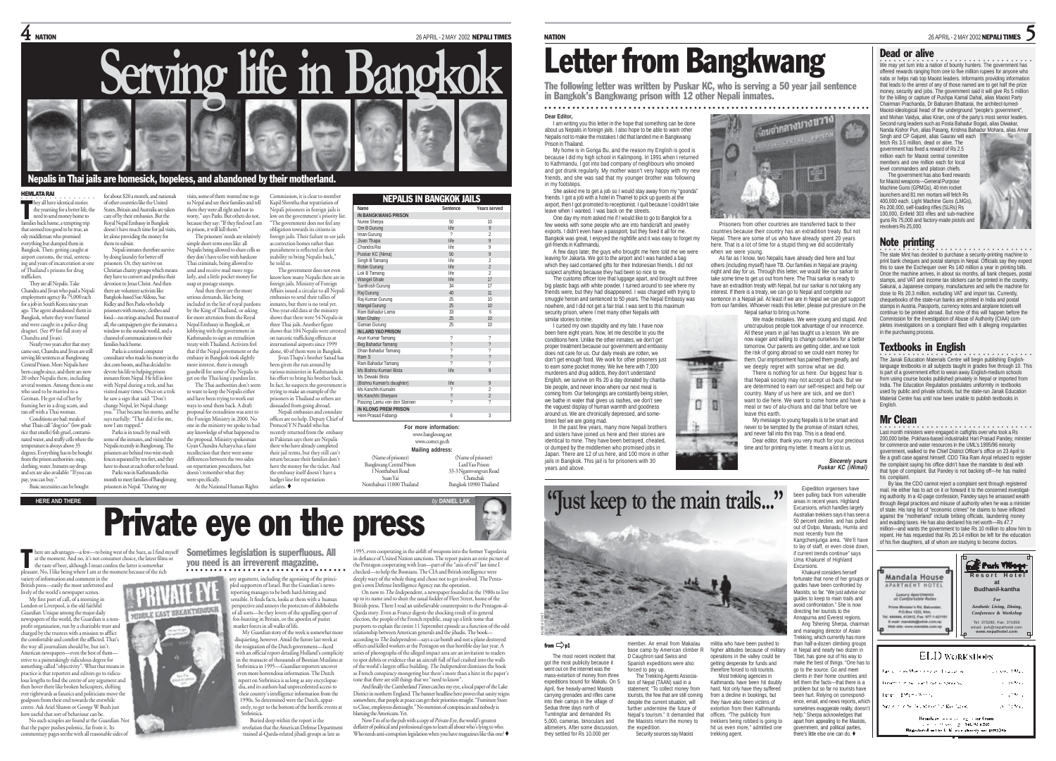# Serving life in Bangkok

**Nepalis in Thai jails are homesick, hopeless, and abandoned by their motherland.**

HEMLATA RAI

They all have identical stories: the yearning for a better life, the need to send money home to families back home, a tempting trip that seemed too good to be true, an oily middleman who promised everything but dumped them in Bangkok. Then: getting caught at airport customs, the trial, sentencing and years of incarceration at one of Thailand's prisons for drug traffickers.

They are all Nepalis. Take Chandra and Jivan who paid a Nepali employment agency Rs 75,000 each for a job in South Korea nine years ago. The agent abandoned them in Bangkok, where they were framed and were caught in a police drug dragnet. (See #9 for full story of Chandra and Jivan).

Nearly two years after that story came out, Chandra and Jivan are still serving life sentences at Bangkwang Central Prison. More Nepalis have been caught since, and there are now 20 other Nepalis there, including several women. Among them is one who used to be married to a German. He got rid of her by framing her in a drug scam, and ran off with a Thai woman.

Conditions are bad: meals of what Thais call "dogrice" (low grade rice that smells) fish gruel, contaminated water, and stuffy cells where the temperature is always above 35 degrees. Everything has to be bought from the prison authorities: soap, clothing, water. Inmates say drugs and sex are also available: "If you can pay, you can buy."

Basic necessities can be bought for about $20 a month, and nationals of other countries like the United States, Britain and Australia are taken care of by their embassies. But the Royal Nepal Embassy in Bangkok doesn't have much time for jail visits, let alone providing the money for them to subsist.

Nepali inmates therefore survive by doing laundry for better off prisoners. Or, they survive on Christian charity groups which means they have to convert and profess their devotion to Jesus Christ. And then there are volunteer activists like Bangkok-based Sue Aldous, Sue Ridley and Ben Parks who help prisoners with money, clothes and food—no strings attached. But most of all, the campaigners give the inmates a window to the outside world, and a channel of communications to their families back home.

Parks is a retired computer consultant who made his money in the dot.com boom, and has decided to devote his life to helping prison inmates from Nepal. He fell in love with Nepal during a trek, and has visited many times. Once on a trek he saw a sign that said: "Don't change Nepal, let Nepal change you." That became his motto, and he says ruefully: "That did it for me, now I am trapped."

Parks is in touch by mail with some of the inmates, and visited the Nepalis recently in Bangkwang. The prisoners are behind two wire-mesh fences separated by ten feet, and they have to shout at each other to be heard.

Parks was in Kathmandu this month to meet families of Bangkwang prisoners in Nepal. "During my visits, some of them wanted me to go to Nepal and see their families and tell them they were all right and not to worry," says Parks. But others do not, because they say: "If they find out I am in prison, it will kill them."

The prisoners' needs are relatively simple short-term ones like: all Nepalis being allowed to share cells so they don't have to live with hardcore Thai criminals, being allowed to send and receive mail more regularly, and a little pocket money for soap or postage stamps.

And then there are the more serious demands, like being included in the list of royal pardons by the King of Thailand, or asking for more attention from the Royal Nepal Embassy in Bangkok, or lobbying with the government in Kathmandu to sign an extradition treaty with Thailand. Activists feel that if the Nepal government or the embassy in Bangkok took slightly more interest, there is enough goodwill for some of the Nepalis to get on the Thai king's pardon list.

The Thai authorities don't seem to want to keep the Nepalis either and have been trying to work out ways to send them back. A draft proposal for extradition was sent to the Foreign Ministry in 2000. No one in the ministry we spoke to had any knowledge of what happened to the proposal. Ministry spokesman Gyan Chandra Acharya has a faint recollection that there were some differences between the two sides on repatriation procedures, but doesn't remember what they were specifically.

At the National Human Rights Commission, it is clear to member Kapil Shrestha that repatriation of Nepali prisoners in foreign jails is low on the government's priority list. "The government does not feel any obligation towards its citizens in foreign jails. Their failure to see jails as correction homes rather than punishment is reflected in their inability to bring Nepalis back," he told us.

The government does not even know how many Nepalis there are in foreign jails. Ministry of Foreign Affairs issued a circular to all Nepali embassies to send their tallies of inmates, but there is no total yet. One-year-old data at the ministry shows that there were 54 Nepalis in three Thai jails. Another figure shows that 104 Nepalis were arrested on narcotic trafficking offences at international airports since 1999 alone, 40 of them were in Bangkok.

Jivan Thapa's brother Sanad has been given the run around by various ministries in Kathmandu in his effort to bring his brother back. In fact, he suspects the government is trying to make an example of the prisoners in Thailand so others are dissuaded from going abroad.

Nepali embassies and consulate offices are no help. Deputy Chief of Protocol Y N Paudel who has recently returned from the embassy in Pakistan says there are Nepalis there who have already completed their jail terms, but they still can't return because their families don't have the money for the ticket. And the embassy itself doesn't have a budget line for repatriation airfares. ♦

**NEPALIS IN BANGKOK JAILS**

| Name | Sentence | Years served |
|---|---|---|
| **IN BANGKWANG PRISON** | | |
| Nuree Sherpa | 50 | 10 |
| Om B Gurung | life | 9 |
| Iman Gurung | ? | 2 |
| Jivan Thapa | life | 9 |
| Chandra Rai | life | 9 |
| Puskar KC (Nima) | 50 | 9 |
| Singh B Tamang | life | 2 |
| Robin Gurung | life | 2 |
| Lok B Tamang | life | 2 |
| Wangel Ghale | life | 17 |
| Santhosh Gurung | 34 | 17 |
| Raj Gurung | 40 | 11 |
| Raj Kumar Gurung | 25 | 10 |
| Mangal Gurung | 25 | 10 |
| Ram Bahadur Lama | 33 | 6 |
| Man Ghaley | 25 | 10 |
| Gaman Gurung | 25 | 10 |
| **IN LARD YAO PRISON** | | |
| Arun Kumar Tamang | ? | ? |
| Beg Bahadur Tamang | ? | ? |
| Dhan Bahadur Tamang | ? | ? |
| Ram S | ? | ? |
| Ram Bahadur Tamang | ? | ? |
| Ms Bishnu Kumari Bista | life | 9 |
| Ms Dewaki Bista | | |
| (Bishnu Kumari's daughter) | life | 9 |
| Ms Kanchhi Kumalni | ? | 2 |
| Ms Kanchhi Sherpani | ? | 2 |
| Pasang Lamu van den Steenen | ? | ? |
| **IN KLONG PREM PRISON** | | |
| Hem Prasad Pabangi | 6 | 3 |

**For more information:**
www.bangkwang.net
www.comet.go.th

**Mailing address:**

(Name of prisoner)
Bangkwang Central Prison
1 Nonthaburi Road
Suan Yai
Nonthaburi 11000 Thailand

(Name of prisoner)
Lard Yao Prison
33-3 Ngamwongwan Road
Chatuchak
Bangkok 10900 Thailand

# Letter from Bangkwang

**The following letter was written by Puskar KC, who is serving a 50 year jail sentence in Bangkok's Bangkwang prison with 12 other Nepali inmates.**

**Dear Editor,**

I am writing you this letter in the hope that something can be done about us Nepalis in foreign jails. I also hope to be able to warn other Nepalis not to make the mistakes I did that landed me in Bangkwang Prison in Thailand.

My home is in Gonga Bu, and the reason my English is good is because I did my high school in Kalimpong. In 1991 when I returned to Kathmandu, I got into bad company of neighbours who smoked and got drunk regularly. My mother wasn't very happy with my new friends, and she was sad that my younger brother was following in my footsteps.

She asked me to get a job so I would stay away from my "goonda" friends. I got a job with a hotel in Thamel to pick up guests at the airport, then I got promoted to receptionist. I quit because I couldn't take leave when I wanted. I was back on the streets.

One day my mom asked me if I would like to go to Bangkok for a few weeks with some people who are into handicraft and jewelry exports. I didn't even have a passport, but they fixed it all for me. Bangkok was great, I enjoyed the nightlife and it was easy to forget my girl-friends in Kathmandu.

A few days later, the guys who brought me here told me we were leaving for Jakarta. We got to the airport and I was handed a bag which they said contained gifts for their Indonesian friends. I did not suspect anything because they had been so nice to me.

The customs officer tore that luggage apart, and brought out three big plastic bags with white powder. I turned around to see where my friends were, but they had disappeared. I was charged with trying to smuggle heroin and sentenced to 50 years. The Nepal Embassy was nowhere, and I did not get a fair trial. I was sent to this maximum security prison, where I met many other Nepalis with similar stories to mine.

I cursed my own stupidity and my fate. I have now been here eight years. Now, let me describe to you the conditions here. Unlike the other inmates, we don't get proper treatment because our government and embassy does not care for us. Our daily meals are rotten, we don't get enough food. We work for other prisoners just to earn some pocket money. We live here with 7,000 murderers and drug addicts, they don't understand English, we survive on Rs 20 a day donated by charitable people, and never know where our next meal is coming from. Our belongings are constantly being stolen, we bathe in water that gives us rashes, we don't see the vaguest display of human warmth and goodness around us. We are chronically depressed, and sometimes feel we are going mad.

In the past few years, many more Nepali brothers and sisters have joined us here and their stories are identical to mine. They have been betrayed, cheated, or dumped by the middlemen who promised jobs in Japan. There are 12 of us here, and 100 more in other jails in Bangkok. This jail is for prisoners with 30 years and above.

Prisoners from other countries are transferred back to their countries because their country has an extradition treaty. But not Nepal. There are some of us who have already spent 20 years here. That is a lot of time for a stupid thing we did accidentally when we were young.

As far as I know, two Nepalis have already died here and four others (including myself) have TB. Our families in Nepal are praying night and day for us. Through this letter, we would like our sarkar to take some time to get us out from here. The Thai sarkar is ready to have an extradition treaty with Nepal, but our sarkar is not taking any interest. If there is a treaty, we can go to Nepal and complete our sentence in a Nepali jail. At least if we are in Nepal we can get support from our families. Whoever reads this letter, please put pressure on the Nepal sarkar to bring us home.

We made mistakes. We were young and stupid. And unscrupulous people took advantage of our innocence. All these years in jail has taught us a lesson. We are now eager and willing to change ourselves for a better tomorrow. Our parents are getting older, and we took the risk of going abroad so we could earn money for them. Our imprisonment has pained them greatly, and we deeply regret with sorrow what we did.

There is nothing for us here. Our biggest fear is that Nepali society may not accept us back. But we are determined to earn our self-respect and help our country. Many of us here are sick, and we don't want to die here. We want to come home and have a meal or two of alu-chiura and dal bhat before we leave this earth.

My message to young Nepalis is to be smart and never to be tempted by the promise of instant riches, and never fall into this trap. This is a dead end.

Dear editor, thank you very much for your precious time and for printing my letter. It means a lot to us.

*Sincerely yours*
*Puskar KC (Nlima)*

## HERE AND THERE

*by DANIEL LAK*

# Private eye on the press

**Sometimes legislation is superfluous. All you need is an irreverent magazine.**

There are advantages—a few—to being west of the Suez, as I find myself at the moment. And no, it's not consumer choice, the latest films or the taste of beer, although I must confess the latter is somewhat pleasant. No, I like being where I am at the moment because of the rich variety of information and comment in the British press—easily the most unfettered and lively of the world's newspaper scenes.

My first port of call, of a morning in London or Liverpool, is the old faithful *Guardian*. Unique among the major daily newspapers of the world, the Guardian is a non-profit organisation, run by a charitable trust and charged by the trustees with a mission to afflict the comfortable and comfort the afflicted. That's the way all journalism should be, but isn't. American newspapers—even the best of them—strive to a painstakingly ridiculous degree for something called "objectivity". What that means in practice is that reporters and editors go to ridiculous lengths to find the centre of any argument and then hover there like broken helicopters, shifting ever rightwards as fanatics and politicians move the goalposts from their end towards the extremist centre. Ask Ariel Sharon or George W Bush just how useful that sort of behaviour can be.

No such scruples are found at the Guardian. Not that the paper pushes polemic, far from it. Its commentary pages seethe with all reasonable sides of any argument, including the agonising of the principled supporters of Israel. But the Guardian's news-reporting manages to be both hard-hitting and sensible. It finds facts, looks at them with a human perspective and annoys the protectors of shibboleths of all sorts—be they lovers of the appalling sport of fox-hunting in Britain, or the apostles of purist market forces in all walks of life.

My *Guardian* story of the week is somewhat more disquieting, however. Amid the furore last week at the resignation of the Dutch government—faced with an official report detailing Holland's complicity in the massacre of thousands of Bosnian Muslims at Srebrenica in 1995—*Guardian* reporters uncover even more horrendous information. The Dutch report on Srebrenica is as long as any encyclopaedia, and its authors had unprecedented access to their country's intelligence information from the 1990s. So determined were the Dutch, apparently, to get to the bottom of the horrific events at Srebrenica.

Buried deep within the report is the revelation that the American Defense Department trained al-Qaeda-related jihadi groups as late as 1995, even cooperating in the airlift of weapons into the former Yugoslavia in defiance of United Nations sanctions. The report paints an eerie picture of the Pentagon cooperating with Iran—part of the "axis of evil" last time I checked—to help the Bosnians. The CIA and British intelligence were deeply wary of the whole thing and chose not to get involved. The Pentagon's own Defense Intelligence Agency ran the operation.

On now to *The Independent*, a newspaper founded in the 1980s to live up to its name and so shun the usual fodder of Fleet Street, home of the British press. There I read an unbelievable counterpoint to the Pentagon-al-Qaeda story. Even as France digests the shocking result of its general election, the people of the French republic snap up a little tome that purports to explain the entire 11 September episode as a function of the odd relationship between American generals and the jihadis. The book—according to *The Independent*—says a car bomb and not a plane destroyed offices and killed workers at the Pentagon on that horrible day last year. A series of photographs of the alleged impact area are an invitation to readers to spot debris or evidence that an aircraft full of fuel crashed into the walls of the world's largest office building. *The Independent* dismisses the book as French conspiracy-mongering but there's more than a hint in the paper's tone that there are still things that we "need to know".

And finally the *Cumberland Times* catches my eye, a local paper of the Lake District in northern England. The banner headline here proves that sanity reigns somewhere, that people at peace can get their priorities straight. "Furniture Store to Close, employees distraught." No mention of conspiracies and nobody is blaming the Americans. Yet.

Now I'm off to the pub with a copy of *Private Eye*, the world's greatest deflater of political and professional egos to learn all about who's lying to who. Who needs anti-corruption legislation when you have magazines like this one? ♦

## Dead or alive

We may yet turn into a nation of bounty hunters. The government has offered rewards ranging from one to five million rupees for anyone who nabs or helps nab top Maoist leaders. Informants providing information that leads to the arrest of any of those named are to get half the prize money, security and jobs. The government said it will give Rs 5 million for the killing or capture of Pushpa Kamal Dahal, alias Maoist Party Chairman Prachanda, Dr Baburam Bhattarai, the architect-turned-Maoist-ideological head of the underground "people's government", and Mohan Vaidya, alias Kiran, one of the party's most senior leaders. Second rung leaders such as Posta Bahadur Bogati, alias Diwakar, Nanda Kishor Pun, alias Pasang, Krishna Bahadur Mohara, alias Amar Singh and CP Gajurel, alias Gaurav will each fetch Rs 3.5 million, dead or alive. The government has fixed a reward of Rs 2.5 million each for Maoist central committee members and one million each for local level commanders and platoon chiefs.

The government has also fixed rewards for Maoist weapons—General Purpose Machine Guns (GPMGs), 40 mm rocket launchers and 81 mm mortars will fetch Rs 400,000 each. Light Machine Guns (LMGs), Rs 200,000, self-loading rifles (SLRs) Rs 100,000, Enfield 303 rifles and sub-machine guns Rs 75,000 and factory-made pistols and revolvers Rs 25,000.

## Note printing

The State Mint has decided to purchase a security-printing machine to print bank cheques and postal stamps in Nepal. Officials say they expect this to save the Exchequer over Rs 140 million a year in printing bills. Once the machine arrives, in about six months, all bank cheques, postal stamps, and VAT and income tax stickers can be printed in the country. Sakurai, a Japanese company, manufactures and sells the machine for close to Rs 20.3 million, excluding VAT and import tax. Currently, chequebooks of the state-run banks are printed in India and postal stamps in Austria. Passports, currency notes and airplane tickets will continue to be printed abroad. But none of this will happen before the Commission for the Investigation of Abuse of Authority (CIAA) completes investigations on a complaint filed with it alleging irregularities in the purchasing process.

## Textbooks in English

The Janak Education Materials Centre will begin publishing English-language textbooks in all subjects taught in grades five through 10. This is part of a government effort to wean away English-medium schools from using course books published privately in Nepal or imported from India. The Education Regulation postulates uniformity in textbooks used by public and private schools, but the state-run Janak Education Material Centre has until now been unable to publish textbooks in English.

## Mr Clean

Last month ministers were engaged in catfights over who took a Rs 200,000 bribe. Pokhara-based industrialist Hari Prasad Pandey, minister for commerce and water resources in the UML's 1995/96 minority government, walked to the Chief District Officer's office on 23 April to file a graft case against himself. CDO Tika Ram Aryal refused to register the complaint saying his office didn't have the mandate to deal with that type of complaint. But Pandey is not backing off—he has mailed his complaint.

By law, the CDO cannot reject a complaint sent through registered mail. He either has to act on it or forward it to the concerned investigating authority. In a 42-page confession, Pandey says he amassed wealth through illegal practices and misuse of authority when he was a minister of state. His long list of "economic crimes" he claims to have inflicted against the "motherland" include bribing officials, laundering money and evading taxes. He has also declared his net worth—Rs 47.7 million—and wants the government to take Rs 10 million to allow him to repent. He has requested that Rs 20.14 million be left for the education of his five daughters, all of whom are studying to become doctors.

# "Just keep to the main trails..."

**from ⇒p1**

The most recent incident that got the most publicity because it went out on the internet was the mass-extortion of money from three expeditions bound for Makalu. On 5 April, five heavily-armed Maoists carrying grenades and rifles came into their camps in the village of Sedua three days north of Tumlingtar and demanded Rs 5,000, cameras, binoculars and altimeters. After some discussion, they settled for Rs 10,000 per member. An email from Makalu base camp by American climber R D Caughron said Swiss and Spanish expeditions were also forced to pay up.

The Trekking Agents Association of Nepal (TAAN) said in a statement: "To collect money from tourists, the few that are still coming despite the current situation, will further undermine the future of Nepal's tourism." It demanded that the Maoists return the money to the expedition.

Security sources say Maoist militia who have been pushed to higher altitudes because of military operations in the valley could be getting desperate for funds and therefore forced to rob tourists.

Most trekking agencies in Kathmandu have been hit doubly hard. Not only have they suffered from a decline in bookings, but they have also been victims of extortion from their Kathmandu offices. "The publicity from trekkers being robbed is going to hit us even more," admitted one trekking agent.

Expedition organisers have been pulling back from vulnerable areas in recent years. Highland Excursions, which handles largely Australian trekkers says it has seen a 50 percent decline, and has pulled out of Dolpo, Manaslu, Humla and most recently from the Kangchenjunga area. "We'll have to lay of staff, or even close down, if current trends continue" says Uma Khakurel of Highland Excursions.

Khakurel considers herself fortunate that none of her groups or guides have been confronted by Maoists, so far. "We just advise our guides to keep to main trails and avoid confrontation." She is now directing her tourists to the Annapurna and Everest regions.

Ang Tshering Sherpa, chairman and managing director of Asian Trekking, which currently has more than half-a-dozen climbing groups in Nepal and nearly two dozen in Tibet, has gone out of his way to make the best of things. "One has to go to the source. Go and meet clients in their home countries and tell them the facts—that there is a problem but so far no tourists have been hurt. Relying on correspondence, email, and news reports, which sometimes exaggerate reality, doesn't help." Sherpa acknowledges that apart from appealing to the Maoists, government, and political parties, there's little else one can do. ♦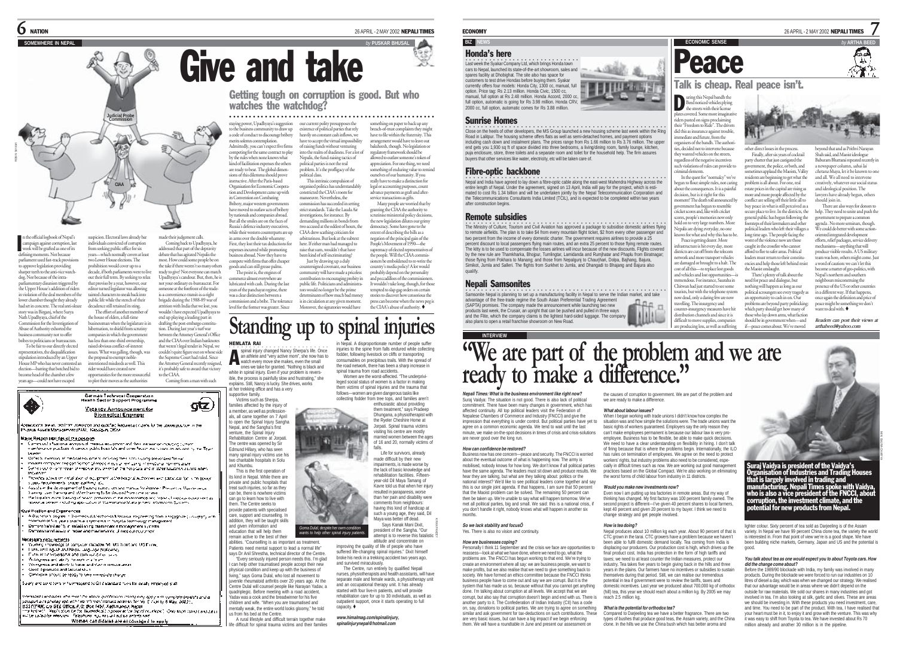## SOMEWHERE IN NEPAL

*by PUSKAR BHUSAL*

# Give and take

## Getting tough on corruption is good. But who watches the watchdog?

In the official logbook of Nepal's campaign against corruption, last week will be grafted as one of its defining moments. Not because parliament used fast-track provisions to approve legislation providing sharper teeth to the anti-vice watchdog. Nor because of the intra-parliamentary disunion triggered by the Upper House's addition of riders in violation of the deal members of the lower chamber thought they already had set in concrete. The real anti-sleaze story was in Birganj, where Surya Nath Upadhyaya, chief of the Commission for the Investigation of Abuse of Authority exhorted the business community not to offer bribes to politicians or bureaucrats.

To be fair to our directly elected representatives, the disqualification stipulation introduced by an Upper House MP who has never contested an election—barring that botched bid to become head of the chamber a few years ago—could not have escaped suspicion. Electoral laws already bar individuals convicted of corruption from seeking public office for six years—which normally covers at least two Lower House elections. The prohibition would cover up to a decade, if both parliaments were to live out their full terms. By seeking to relax that proviso by a year, however, our editor turned legislator was allowing tainted characters to sneak back into public life while the stench of their decadence still retained its sting.

The effort of another member of the house of elders, a full-time businessman when the legislature is in hibernation, to shield from scrutiny companies in which the government has less than one-third ownership, raised obvious conflict-of-interest issues. What was galling, though, was the proposal to exempt noble-intentioned misdeeds as well. This rider would have created new opportunities for the more resourceful to plot their moves as the authorities made their judgement calls.

Coming back to Upadhyaya, he addressed that part of the depravity debate that has agitated Nepalis the most. How could some people be on the take if there weren't so many others ready to give? Not everyone can match Upadhyaya's candour. But, then, he is not your ordinary ex-bureaucrat. For someone at the forefront of the trade-is-a-convenience-transit-is-a-right brigade during the 1988-89 war of attrition with India that we lost, you wouldn't have expected Upadhyaya to end up playing a leading part in drafting the post-embargo constitution. During last year's tuff war between the Attorney General's Office and the CIAA over Indian banknotes that weren't legal tender in Nepal, we couldn't quite figure out on whose side the Supreme Court had ruled. Since the Attorney General recently resigned, it's probably safe to award that victory to the CIAA.

Coming from a man with such staying power, Upadhyaya's suggestion to the business community to draw up a code of conduct to discourage bribery merits solemn contemplation. Admittedly, you can't expect five firms competing for the same contract to play by the rules when none knows what kind of facilitation expenses the others are ready to bear. The global dimensions of this dilemma should prove instructive. After the Paris-based Organisation for Economic Cooperation and Development came up with its Convention on Combating Bribery, major western governments have moved to outlaw acts of bribery by nationals and companies abroad. But all the smiles are on the faces of Russia's defence industry executives, while their western counterparts are up in arms over the double whammy. First, they lost their tax deductions for expenses incurred while promoting business abroad. Now they have to compete with firms that offer cheaper goods and can still grease palms.

The point is, the engines of commerce almost everywhere are lubricated with cash. During the last years of the panchayat regime, there was a clear distinction between a commission and a bribe. The tolerance level for the former was greater. Since our current polity presupposes the existence of political parties that rely heavily on constant cash inflows, we have to accept the virtual impossibility of raising funds without venturing into the realm of shadiness. For a lot of Nepalis, the fund-raising tactics of political parties is not the real problem. It's the profligacy of the political class.

This intrinsic compulsion of organised politics has understandably constricted the CIAA's room for manoeuvre. Nevertheless, the commission has succeeded in setting strict standards. Take the Lauda Air investigations, for instance. By demanding millions in bonds from two accused at the oddest of hours, the CIAA drew scathing criticism for arbitrariness. But look at the subtext here. If either man had managed to raise that sum, wouldn't that have been kind of self-incriminating?

Just by drawing up a duly countersigned covenant, our business community will have made a priceless contribution to encouraging probity in public life. Politicians and administrators would no longer be the prime determinants of how much bad money is in circulation at any given moment. Moreover, the signatories would have something on paper to back up any breach-of-trust complaints they might have to file within the fraternity. This arrangement would have to leave out baksheesh, though. No legislation or regulatory framework should be allowed to outlaw someone's token of appreciation. For one thing, we need something of enduring value to remind ourselves of our humanity. If you really have to make a distinction for legal or accounting purposes, count advance payments as graft and after-service transactions as gifts.

Many people are worried that by granting the CIAA the authority to scrutinise ministerial policy decisions, the new legislation dilutes our grimy democracy. Some have gone to the extent of describing the bills as a negation of the principal gain of the People's Movement of 1990—the supremacy of elected representatives of the people. Will the CIAA commissioners be emboldened to re-write the country's media policy? A lot would probably depend on the personality and peccadilloes of the commissioners. It wouldn't take long, though, for those tempted to slap gag orders on certain stories to discover how censorious the press can become when the news peg is the CIAA's abuse of authority. ♦

---

German Technical Cooperation
Health Sector Support Programme

gtz

**Vacancy Announcement for Biomedical Engineer**

Applications are invited from interested and qualified Nepalese citizens for the above position in the Physical Assets Management (PAM), Kathmandu Office.

**Major Responsibilities of the position**

- Conduct situation analysis of medical equipment and their maintenance, including current maintenance practices in various public hospitals and other health institutions as advised by the Team Leader.
- Collect inventory of medical equipment, including maintenance and operational details.
- Initiate and support development of medical equipment policy and guidelines.
- Provide advice on installation of equipment or biological equipment ...
- Assist in the development of training curricula and manuals for ... Maintenance and ...
- Participate in the training of health ... personnel ...

**Qualification and Experience**

- Bachelor's degree in biomedical engineering from a recognised university with minimum of five years ... experience in hospital technology management.
- Demonstrated ability in establishing maintenance management systems.
- Demonstrated ability in report and maintenance of medical equipment.

**Necessary requirements**

- Working knowledge of computer (Windows, MS Word and MS Excel).
- Fluency in English and Nepali language (...).
- ...
- ...
- ...
- ...

Salary and conditions of employment as GTZ standard rules for locally employed staff.

Interested candidates who meet the above qualifications and requirements may apply with complete bio-data and a passport size photograph ... to GTZ Office, P.O. Box 1457, Kathmandu ... 2002 ... Only short listed candidates will be called for interview. ...

Women candidates are encouraged to apply

---

# Standing up to spinal injuries

**HEMLATA RAI**

A spinal injury changed Nancy Sherpa's life. Once an athlete and "very active mom", she now has to watch every move she makes, even the small ones we take for granted. "Nothing is black and white in spinal injury. Even if your problem is reversible, the process is painfully slow and frustrating," she explains. Still, Nancy is lucky. She drives, works at her trekking office and has a very supportive family.

Victims such as Sherpa, families affected by the injury of a member, as well as professionals, all came together on 7 April to open the Spinal Injury Sangha Nepal, and the Sangha's first venture, the Spinal Injury Rehabilitation Centre at Jorpati. The centre was opened by Sir Edmund Hillary, who has seen many spinal injury victims use his two charitable hospitals in Solu and Khumbu.

This is the first operation of its kind in Nepal. While there are private and public hospitals that treat such injuries, so far as they can be, there is nowhere victims can go to learn how to live with them. The Centre seeks to provide patients with specialised care, support and counselling. In addition, they will be taught skills and given information and education that will help them remain active to the best of their abilities. "Counselling is as important as treatment. Patients need mental support to lead a normal life" says Dr Anil Shrestha, technical director of the Centre.

"Every seriously injured person needs this. I'm glad I can help other traumatised people accept their new physical condition and keep up with the business of living," says Goma Dulal, who lost all movement to juvenile rheumatoid arthritis over 20 years ago. At the Centre Dulal will counsel people like Narayan Yadav, a quadriplegic. Before meeting with a road accident, Yadav was a cook and the breadwinner for his five children and wife. "When you are traumatised and mentally weak, the entire world looks gloomy," he told us from his bed at the Centre.

A rural lifestyle and difficult terrain together make life difficult for spinal trauma victims and their families in Nepal. A disproportionate number of people suffer injuries to the spine from falls endured while collecting fodder, following livestock on cliffs or transporting consumables on precipitous trails. With the spread of the road network, there has been a sharp increase in spinal trauma from road accidents.

Women are the worst-affected. "The underprivileged social status of women is a factor in making them victims of spinal injuries and the trauma that follows—women are given dangerous tasks like collecting fodder from tree tops, and families aren't enthusiastic about providing them treatment," says Pradeep Dhungana, a physiotherapist with the Ryder Cheshire Home at Jorpati. Spinal trauma victims visiting his centre are mostly married women between the ages of 16 and 20, normally victims of falls.

Life for survivors, already made difficult by their new impairments, is made worse by the lack of basic knowledge and rehabilitation facilities. Fifteen-year-old Dil Maya Tamang of Kavre told us that when her injury resulted in paraparesis, worse than her pain and disability were comments from neighbours: having this kind of handicap at such a young age, they said, Dil Maya was better off dead.

Says Kanak Mani Dixit, president of the Sangha. "Our attempt is to reverse this fatalistic attitude and concentrate on improving the quality of life of people who have suffered life-changing spinal injuries." Dixit himself broke his neck in a trekking accident two years ago, and survived miraculously.

*Goma Dulal, despite her own condition wants to help other spinal injury patients.*

The Centre, run entirely by qualified Nepali nurses, physiotherapists and health assistants, will have separate male and female wards, a physiotherapy unit and an occupational therapy unit. It has already started with four live-in patients, and will provide rehabilitation care for up to 30 individuals, as well as outpatient support, once it starts operating to full capacity. ♦

*www.himalmag.com/spinalinjury, spinalinjurynepal@hotmail.com*

---

## ECONOMY

### BIZ NEWS

### Honda's here

Last week the Syakar Company Ltd, which brings Honda town cars to Nepal, launched its state-of-the-art showroom, sales and spares facility at Dhobighat. The site also has space for customers to test drive Hondas before buying them. Syakar currently offers four models: Honda City, 1300 cc, manual, full option. Price tag: Rs 2.13 million. Honda Civic, 1500 cc, manual, full option at Rs 2.48 million. Honda Accord, 2000 cc, full option, automatic is going for Rs 3.98 million. Honda CRV, 2000 cc, full option, automatic comes for Rs 3.88 million.

### Sunrise Homes

Close on the heels of other developers, the MS Group launched a new housing scheme last week within the Ring Road in Lalitpur. The housing scheme offers flats as well as semi-detached homes, and payment options including cash down and instalment plans. The prices range from Rs 1.66 million to Rs 3.76 million. The upper end gets you 1,930 sq ft of space divided into three bedrooms, a living/dining room, family lounge, kitchen, puja enclosure, store, three toilets and a separate room and toilet for the household help. The firm assures buyers that other services like water, electricity, etc will be taken care of.

### Fibre-optic backbone

Nepal and India have agreed to lay down a fibre-optic cable along the east-west Mahendra Highway across the entire length of Nepal. Under the agreement, signed on 13 April, India will pay for the project, which is estimated to cost Rs 1.34 billion and will be undertaken jointly by the Nepal Telecommunication Corporation and the Telecommunications Consultants India Limited (TCIL), and is expected to be completed within two years after construction begins.

### Remote subsidies

The Ministry of Culture, Tourism and Civil Aviation has approved a package to subsidise domestic airlines flying to remote airfields. The plan is to take $4 from every domestic ticket, $2 from every other passenger and two percent from the income of every domestic charter. The government requires airlines to provide a 25 percent discount to local passengers flying main routes, and an extra 25 percent to those flying remote routes. The kitty is to be used to compensate the losses airlines will incur because of the new discounts. Flights covered by the new rule are Thamkharka, Bhojpur, Tumlingtar, Lamidanda and Rumjhatar and Phaplu from Biratnagar; those flying from Pokhara to Manang; and those from Nepalgunj to Chaurjhari, Dolpa, Bajhang, Bajura, Simikot, Jumla and Salleri. The flights from Surkhet to Jumla, and Dhangadi to Bhajang and Bajura also qualify.

### Nepali Samsonites

Samsonite Nepal is planning to set up a manufacturing facility in Nepal to serve the Indian market, and take advantage of the free-trade regime the South Asian Preferential Trading Agreement (SAPTA) promises. The company made the announcement while launching two new products last week, the Crusair, an upright that can be pushed and pulled in three ways and the Flite, which the company claims is the lightest hard-sided luggage. The company also plans to open a retail franchise showroom on New Road.

---

### ECONOMIC SENSE

*by ARTHA BEED*

# Peace

## Talk is cheap. Real peace isn't.

During this Nepal bandh the Beed noticed vehicles plying the streets with their license plates covered. Some more imaginative riders pasted on signs proclaiming their "Freedom to Ride". The drivers did this as insurance against trouble, immediate and future, from the organisers of the bandh. The authorities, decided not to intervene because they wanted vehicles on the streets, regardless of the negative incentives such violations of rules can provide to criminal elements.

In the quest for "normalcy" we've begun to flout simple rules, not caring about the consequences. It is a painful decision, but is it right for this moment? The death toll announced by government has begun to resemble cricket scores and, like with cricket scores, people's memories now only hold on to very large numbers. More Nepalis are dying everyday, no one knows for what and why this has to be.

Peace is getting dearer. More infrastructure is hit every day, more districts are cut off from the telecom network and more transport vehicles are damaged or brought to a halt. The cost of all this—to replace lost goods and vehicles and lost opportunities—is tremendous. For instance, Sauraha in Chitwan had just started to see some tourists, but with the telephone system now dead, only a daring few are now travelling. The insurgency and counter-insurgency measures have hit distribution channels and since it is difficult to move supplies, companies are producing less, as well as suffering other direct losses in the process.

Finally, after six years of cocktail party chatter that just castigated the government, the police, or both, and sometimes applaud the Maoists, Valley residents are beginning to get what the problem is all about. For one, real estate prices in the capital are rising as more and more people affected by the conflict are selling off their little all to buy peace in what is still perceived as a secure place to live. In the districts, the general public has begun following the footsteps of their lawmakers and other political leaders who left their villages a long time ago. The people facing the worst of the violence now are those caught in the crossfire who cannot afford to flee to safer areas. Political leaders must return to their constituencies and help those left behind resist the Maoist onslaught.

There's plenty of talk about the need for peace and dialogue, but nothing will happen as long as our political scrounges see every tragedy as an opportunity to cash in on. Our problems are beyond party politicking, which party should get how many of those who lay down arms, what faction should be in government when—and if—peace comes about. We've moved beyond that and as Prithvi Narayan Shah said, and Maoist ideologue Baburam Bhattarai repeated recently in a newspaper column, *sabai ka chetana bhaya*, let it be known to one and all. We all need to intervene creatively, whatever our social status and ideological position. The lawyers have already begun, others should join in.

There are also ways for donors to help. They need to unite and push the government to prepare a common agenda. No more seminars, though. We could do better with some action-oriented integrated development efforts, relief packages, service delivery mechanisms—anything that will produce visible results. A US military team was here, others might come. Just a word of caution: we can't let this become a matter of geo-politics, with Nepal's northern and southern neighbours misconstruing the presence of the US or other countries in a different way. If that happens, once again the definition and price of peace might be something we don't want to deal with. ♦

*Readers can post their views at arthabeed@yahoo.com*

---

### INTERVIEW

# "We are part of the problem and we are ready to make a difference."

**Suraj Vaidya is president of the Vaidya's Organisation of Industries and Trading Houses that is largely involved in trading and manufacturing. Nepali Times spoke with Vaidya, who is also a vice president of the FNCCI, about corruption, the investment climate, and the potential for new products from Nepal.**

***Nepali Times: What is the business environment like right now?***

Suraj Vaidya: The situation is not good. There is also lack of political commitment. There have been many changes in government, which has affected continuity. All top political leaders visit the Federation of Nepalese Chambers of Commerce and Industry (FNCCI) and give the impression that everything is under control. But political parties have yet to agree on a common economic agenda. We tend to wait until the last minute, we make on-the-spot decisions in times of crisis and crisis-solutions are never good over the long run.

***How can confidence be restored?***

Business now has one concern—peace and security. The FNCCI is worried about the eventual outcome of what is happening now. The army is mobilised, nobody knows for how long. We don't know if all political parties have the same agenda. The leaders must sit down and produce results. We hear they are talking, but what are they talking about: politics or the national interest? We'd like to see political leaders come together and say this is our single joint agenda. If that happens, I am sure that 50 percent that the Maoist problem can be solved. The remaining 50 percent can then be taken up. We're unable to say what will happen tomorrow. We've met all political parties, big and small. We said: this is a national crisis, if you don't handle it right, nobody knows what will happen in another six months.

***So we lack stability and focus?***

Yes. There is also no vision and continuity.

***How are businesses coping?***

Personally I think 11 September and the crisis we face are opportunities to reassess—look at what we have done, where we need to go, what the problems are. The FNCCI has begun working to that end. We're trying to create an environment where all say: we are business people, we want to make profits, but we also realise that we need to give something back to society. We have formed an ethics committee because the FNCCI thinks business people have to come out and say we are corrupt. But it is the system that has made us so, because without that you cannot get anything done. I'm talking about corruption at all levels. We accept that we are corrupt, but also say that corruption doesn't begin and end with us. There is another party to it. The Confederation of Indian Industry (CII) has a code on, say, donations to political parties. We are trying to agree on something similar and ask government for tax-deductions on such contributions. These are very basic issues, but can have a big impact if we begin enforcing them. We will have a roundtable in June and present our assessment on the causes of corruption to government. We are part of the problem and we are ready to make a difference.

***What about labour issues?***

When I began working with trade unions I didn't know how complex the situation was and how simple the solutions were. The trade unions want the basic rights of workers guaranteed. Employers say the only reason they can't make employees permanent is because our labour law is very pro-employee. Business has to be flexible, be able to make quick decisions. We need to have a clear understanding on flexibility in hiring. I don't talk of firing because that is where the problems begin. Internationally, the ILO has rules on termination of employees. We agree on the need to protect workers' rights, but industry problems also need to be considered, especially in difficult times such as now. We are working out good management practices based on the Global Compact. We're also working on eliminating the worst forms of child labour from industry in 11 districts.

***Would you make new investments now?***

Even now I am putting up tea factories in remote areas. But my way of thinking has changed. My first factory was 100 percent family owned. The second project is different—I've given 40 percent shares to local farmers, kept 40 percent and given 20 percent to my buyer. I think we need to change strategy and get people involved.

***How is tea doing?***

Nepal produces about 10 million kg each year. About 90 percent of that is CTC grown in the terai. CTC growers have a problem because we haven't been able to fulfil domestic demand locally. Tea coming from India is displacing our producers. Our production cost is high, which drives up the final product cost. India has protection in the form of high tariffs and taxes, we need to at least counter the Indian measures, protect our industry. Tea takes five years to begin giving back in the hills and three years in the plains. Our farmers have no incentives or subsidies to sustain themselves during that period. Still, we can realise our tremendous potential in tea if government were to review the tariffs, taxes and domestic incentives. Last year we produced about 700,000 kg of orthodox (hill) tea, this year we should reach about a million kg. By 2005 we may reach 2.5 million kg.

***What is the potential for orthodox tea?***

Compared to Darjeeling tea we have a better fragrance. There are two types of bushes that produce good teas, the Assam variety, and the China clone. In the hills we use the China bush which has better aroma and lighter colour. Sixty percent of tea sold as Darjeeling is of the Assam variety. In Nepal we have 99 percent China clone tea, the variety the world is interested in. From that point of view we're is a good shape. We have been building niche markets, Germany, Japan and US and the potential is good.

***You talk about tea as one would expect you to about Toyota cars. How did the change come about?***

Before the 1989/90 blockade with India, my family was involved in many products. During the blockade we were forced to run our industries on 10 litres of diesel a day, which was when we changed our strategy. We realised that our advantage would be in areas where we didn't depend on the outside for raw materials. We sold our shares in many industries and got involved in tea. I'm also looking at silk, garlic and olives. These are areas we should be investing in. With these products you need investment, care, and time. You need to be part of the product. With tea, I have realised that your heart must be in it, to enjoy it and grow with the venture. This was why it was easy to shift from Toyota to tea. We have invested about Rs 70 million already and another 30 million is in the pipeline.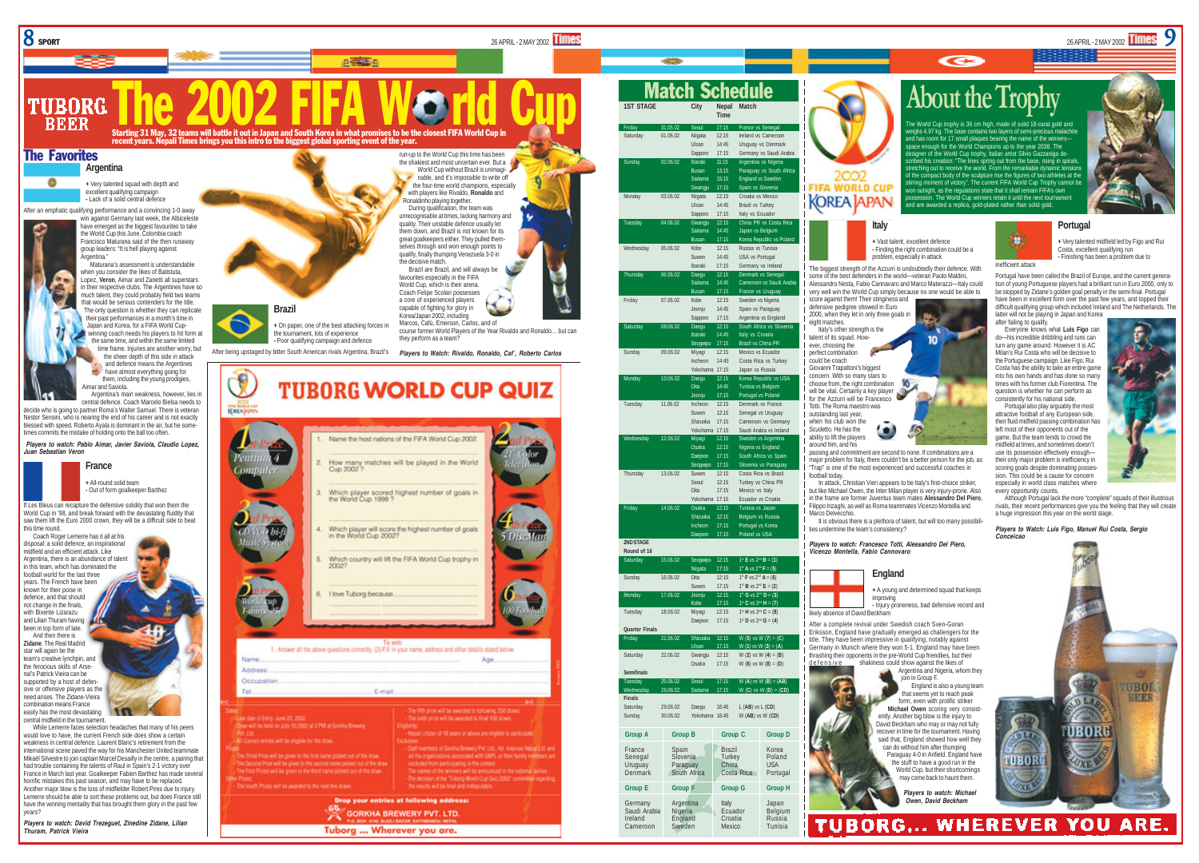# The 2002 FIFA World Cup

**Starting 31 May, 32 teams will battle it out in Japan and South Korea in what promises to be the closest FIFA World Cup in recent years. Nepali Times brings you this intro to the biggest global sporting event of the year.**

## The Favorites

### Argentina

+ Very talented squad with depth and excellent qualifying campaign
- Lack of a solid central defence

After an emphatic qualifying performance and a convincing 1-0 away win against Germany last week, the Albiceleste have emerged as the biggest favourites to take the World Cup this June. Colombia coach Francisco Maturana said of the then runaway group leaders: "It is hell playing against Argentina."

Maturana's assessment is understandable when you consider the likes of Batistuta, Lopez, **Veron**, Aimar and Zanetti all superstars in their respective clubs. The Argentines have so much talent, they could probably field two teams that would be serious contenders for the title.

The only question is whether they can replicate their past performances in a month's time in Japan and Korea, for a FIFA World Cup-winning coach needs his players to hit form at the same time, and within the same limited time frame. Injuries are another worry, but the sheer depth of this side in attack and defence means the Argentines have almost everything going for them, including the young prodigies, Aimar and Saviola.

Argentina's main weakness, however, lies in central defence. Coach Marcelo Bielsa needs to decide who is going to partner Roma's Walter Samuel. There is veteran Nestor Sensini, who is nearing the end of his career and is not exactly blessed with speed. Roberto Ayala is dominant in the air, but he sometimes commits the mistake of holding onto the ball too often.

*Players to watch: Pablo Aimar, Javier Saviola, Claudio Lopez, Juan Sebastian Veron*

### France

+ All-round solid team
- Out of form goalkeeper Barthez

If Les Bleus can recapture the defensive solidity that won them the World Cup in '98, and break forward with the devastating fluidity that saw them lift the Euro 2000 crown, they will be a difficult side to beat this time round.

Coach Roger Lemerre has it all at his disposal: a solid defence, an inspirational midfield and an efficient attack. Like Argentina, there is an abundance of talent in this team, which has dominated the football world for the last three years. The French have been known for their poise in defence, and that should not change in the finals, with Bixente Lizarazu and Lilian Thuram having been in top form of late.

And then there is **Zidane**. The Real Madrid star will again be the team's creative lynchpin, and the ferocious skills of Arsenal's Patrick Vieira can be supported by a host of defensive or offensive players as the need arises. The Zidane-Vieira combination means France easily has the most devastating central midfield in the tournament.

While Lemerre faces selection headaches that many of his peers would love to have, the current French side does show a certain weakness in central defence. Laurent Blanc's retirement from the international scene paved the way for his Manchester United teammate Mikaël Silvestre to join captain Marcel Desailly in the centre, a pairing that had trouble containing the talents of Raul in Spain's 2-1 victory over France in March last year. Goalkeeper Fabien Barthez has made several horrific mistakes this past season, and may have to be replaced. Another major blow is the loss of midfielder Robert Pires due to injury. Lemerre should be able to sort these problems out, but does France still have the winning mentality that has brought them glory in the past few years?

*Players to watch: David Trezeguet, Zinedine Zidane, Lilian Thuram, Patrick Vieira*

### Brazil

+ On paper, one of the best attacking forces in the tournament, lots of experience
- Poor qualifying campaign and defence

After being upstaged by bitter South American rivals Argentina, Brazil's run-up to the World Cup this time has been the shakiest and most uncertain ever. But a World Cup without Brazil is unimaginable, and it's impossible to write off the four-time world champions, especially with players like Rivaldo, **Ronaldo** and Ronaldinho playing together.

During qualification, the team was unrecognisable at times, lacking harmony and quality. Their unstable defence usually let them down, and Brazil is not known for its great goalkeepers either. They pulled themselves through and won enough points to qualify, finally thumping Venezuela 3-0 in the decisive match.

Brazil are Brazil, and will always be favourites especially in the FIFA World Cup, which is their arena. Coach Felipe Scolari possesses a core of experienced players capable of fighting for glory in Korea/Japan 2002, including Marcos, Cafú, Emerson, Carlos, and of course former World Players of the Year Rivaldo and Ronaldo... but can they perform as a team?

*Players to Watch: Rivaldo, Ronaldo, Caf´, Roberto Carlos*

## TUBORG WORLD CUP QUIZ

1. Name the host nations of the FIFA World Cup 2002.
2. How many matches will be played in the World Cup 2002?
3. Which player scored highest number of goals in the World Cup 1998?
4. Which player will score the highest number of goals in the World Cup 2002?
5. Which country will lift the FIFA World Cup trophy in 2002?
6. I love Tuborg because...............

1st Prize: Pentium 4 Computer
2nd Prize: 21" Color Television
3rd Prize: CD VCD hi-fi Music System
4th Prize: 5 DiscMan
5th Prize: World cup T-shirts - 250
6th Prize: 100 Football

To win:
1. Answer all the above questions correctly. (2) Fill in your name, address and other details stated below.

Name: ........ Age: ........
Address: ........
Occupation: ........
Tel: ........ E-mail: ........

Dates:
- Last date of Entry: June 25, 2002
- Draw will be held on July 10,2002 at 3 PM at Gorkha Brewery Pvt. Ltd.
- All Correct entries will be eligible for the draw.

Prizes:
- The Third Prize will be given to the first name picked out of the draw.
- The Second Prize will be given to the second name picked out of the draw.
- The First Prizes will be given to the third name picked out of the draw.

Other Prizes:
- The fourth Prizes will be awarded to the next five draws.
- The fifth prize will be awarded to following 250 draws.
- The sixth prize will be awarded to final 100 draws.

Eligibility:
- Nepali citizen of 18 years or above are eligible to participate.

Exclusion:
- Staff members of Gorkha Brewery Pvt. Ltd., Ad. Avenues Nepal Ltd. and all the organizations associated with GBPL or their family members are excluded from participating in the contest.
- The names of the winners will be announced in the national dailies.
- The decision of the "Tuborg World Cup Quiz 2002" committee regarding the results will be final and indisputable.

**Drop your entries at following address:**
GORKHA BREWERY PVT. LTD.
P.O. BOX: 4748, BIJULI BAZAR, KATHMANDU, NEPAL

Tuborg ... Wherever you are.

## Match Schedule

| 1ST STAGE | | City | Nepal Time | Match |
|---|---|---|---|---|
| Friday | 31.05.02 | Seoul | 17:15 | France vs Senegal |
| Saturday | 01.06.02 | Niigata | 12:15 | Ireland vs Cameroon |
| | | Ulsan | 14:45 | Uruguay vs Denmark |
| | | Sapporo | 17:15 | Germany vs Saudi Arabia |
| Sunday | 02.06.02 | Ibaraki | 11:15 | Argentina vs Nigeria |
| | | Busan | 13:15 | Paraguay vs South Africa |
| | | Saitama | 15:15 | England vs Sweden |
| | | Gwangju | 17:15 | Spain vs Slovenia |
| Monday | 03.06.02 | Niigata | 12:15 | Croatia vs Mexico |
| | | Ulsan | 14:45 | Brazil vs Turkey |
| | | Sapporo | 17:15 | Italy vs Ecuador |
| Tuesday | 04.06.02 | Gwangju | 12:15 | China PR vs Costa Rica |
| | | Saitama | 14:45 | Japan vs Belgium |
| | | Busan | 17:15 | Korea Republic vs Poland |
| Wednesday | 05.06.02 | Kobe | 12:15 | Russia vs Tunisia |
| | | Suwon | 14:45 | USA vs Portugal |
| | | Ibaraki | 17:15 | Germany vs Ireland |
| Thursday | 06.06.02 | Daegu | 12:15 | Denmark vs Senegal |
| | | Saitama | 14:45 | Cameroon vs Saudi Arabia |
| | | Busan | 17:15 | France vs Uruguay |
| Friday | 07.06.02 | Kobe | 12:15 | Sweden vs Nigeria |
| | | Jeonju | 14:45 | Spain vs Paraguay |
| | | Sapporo | 17:15 | Argentina vs England |
| Saturday | 08.06.02 | Daegu | 12:15 | South Africa vs Slovenia |
| | | Ibaraki | 14:45 | Italy vs Croatia |
| | | Seogwipo | 17:15 | Brazil vs China PR |
| Sunday | 09.06.02 | Miyagi | 12:15 | Mexico vs Ecuador |
| | | Incheon | 14:45 | Costa Rica vs Turkey |
| | | Yokohama | 17:15 | Japan vs Russia |
| Monday | 10.06.02 | Daegu | 12:15 | Korea Republic vs USA |
| | | Oita | 14:45 | Tunisia vs Belgium |
| | | Jeonju | 17:15 | Portugal vs Poland |
| Tuesday | 11.06.02 | Incheon | 12:15 | Denmark vs France |
| | | Suwon | 12:15 | Senegal vs Uruguay |
| | | Shizuoka | 17:15 | Cameroon vs Germany |
| | | Yokohama | 17:15 | Saudi Arabia vs Ireland |
| Wednesday | 12.06.02 | Miyagi | 12:15 | Sweden vs Argentina |
| | | Osaka | 12:15 | Nigeria vs England |
| | | Daejeon | 17:15 | South Africa vs Spain |
| | | Seogwipo | 17:15 | Slovenia vs Paraguay |
| Thursday | 13.06.02 | Suwon | 12:15 | Costa Rica vs Brazil |
| | | Seoul | 12:15 | Turkey vs China PR |
| | | Oita | 17:15 | Mexico vs Italy |
| | | Yokohama | 17:15 | Ecuador vs Croatia |
| Friday | 14.06.02 | Osaka | 12:15 | Tunisia vs Japan |
| | | Shizuoka | 12:15 | Belgium vs Russia |
| | | Incheon | 17:15 | Portugal vs Korea |
| | | Daejeon | 17:15 | Poland vs USA |
| **2ND STAGE** | | | | |
| **Round of 16** | | | | |
| Saturday | 15.06.02 | Seogwipo | 12:15 | 1st E vs 2nd B = (1) |
| | | Niigata | 17:15 | 1st A vs 2nd F = (5) |
| Sunday | 16.06.02 | Oita | 12:15 | 1st F vs 2nd A = (6) |
| | | Suwon | 17:15 | 1st B vs 2nd E = (2) |
| Monday | 17.06.02 | Jeonju | 12:15 | 1st G vs 2nd D = (3) |
| | | Kobe | 17:15 | 1st C vs 2nd H = (7) |
| Tuesday | 18.06.02 | Miyagi | 12:15 | 1st H vs 2nd C = (8) |
| | | Daejeon | 17:15 | 1st D vs 2nd G = (4) |
| **Quarter Finals** | | | | |
| Friday | 21.06.02 | Shizuoka | 12:15 | W (5) vs W (7) = (C) |
| | | Ulsan | 17:15 | W (1) vs W (3) = (A) |
| Saturday | 22.06.02 | Gwangju | 12:15 | W (2) vs W (4) = (B) |
| | | Osaka | 17:15 | W (6) vs W (8) = (D) |
| **Semifinals** | | | | |
| Tuesday | 25.06.02 | Seoul | 17:15 | W (A) vs W (B) = (AB) |
| Wednesday | 26.06.02 | Saitama | 17:15 | W (C) vs W (D) = (CD) |
| **Finals** | | | | |
| Saturday | 29.06.02 | Daegu | 16:45 | L (AB) vs L (CD) |
| Sunday | 30.06.02 | Yokohama | 16:45 | W (AB) vs W (CD) |

| Group A | Group B | Group C | Group D |
|---|---|---|---|
| France | Spain | Brazil | Korea |
| Senegal | Slovenia | Turkey | Poland |
| Uruguay | Paraguay | China | USA |
| Denmark | South Africa | Costa Rica | Portugal |

| Group E | Group F | Group G | Group H |
|---|---|---|---|
| Germany | Argentina | Italy | Japan |
| Saudi Arabia | Nigeria | Ecuador | Belgium |
| Ireland | England | Croatia | Russia |
| Cameroon | Sweden | Mexico | Tunisia |

## About the Trophy

The World Cup trophy is 36 cm high, made of solid 18-carat gold and weighs 4.97 kg. The base contains two layers of semi-precious malachite and has room for 17 small plaques bearing the name of the winners—space enough for the World Champions up to the year 2038. The designer of the World Cup trophy, Italian artist Silvio Gazzaniga described his creation: "The lines spring out from the base, rising in spirals, stretching out to receive the world. From the remarkable dynamic tensions of the compact body of the sculpture rise the figures of two athletes at the stirring moment of victory". The current FIFA World Cup Trophy cannot be won outright, as the regulations state that it shall remain FIFA's own possession. The World Cup winners retain it until the next tournament and are awarded a replica, gold-plated rather than solid gold.

### Italy

+ Vast talent, excellent defence
- Finding the right combination could be a problem, especially in attack

The biggest strength of the Azzurri is undoubtedly their defence. With some of the best defenders in the world—veteran Paolo Maldini, Alessandro Nesta, Fabio Cannavaro and Marco Materazzi—Italy could very well win the World Cup simply because no one would be able to score against them! Their stinginess and defensive pedigree showed in Euro 2000, when they let in only three goals in eight matches.

Italy's other strength is the talent of its squad. However, choosing the perfect combination could be coach Giovanni Trapattoni's biggest concern. With so many stars to choose from, the right combination will be vital. Certainly a key player for the Azzurri will be Francesco Totti. The Roma maestro was outstanding last year, when his club won the Scudetto. He has the ability to lift the players around him, and his passing and commitment are second to none. If combinations are a major problem for Italy, there couldn't be a better person for the job, as "Trap" is one of the most experienced and successful coaches in football today.

In attack, Christian Vieri appears to be Italy's first-choice striker, but like Michael Owen, the Inter Milan player is very injury-prone. Also in the frame are former Juventus team mates **Alessandro Del Piero**, Filippo Inzaghi, as well as Roma teammates Vicenzo Montella and Marco Delvecchio.

It is obvious there is a plethora of talent, but will too many possibilities undermine the team's consistency?

*Players to watch: Francesco Totti, Alessandro Del Piero, Vicenzo Montella, Fabio Cannovaro*

### England

+ A young and determined squad that keeps improving
- Injury proneness, bad defensive record and likely absence of David Beckham

After a complete revival under Swedish coach Sven-Goran Eriksson, England have gradually emerged as challengers for the title. They have been impressive in qualifying, notably against Germany in Munich where they won 5-1. England may have been thrashing their opponents in the pre-World Cup friendlies, but their defensive shakiness could show against the likes of Argentina and Nigeria, whom they join in Group F.

England is also a young team that seems yet to reach peak form, even with prolific striker **Michael Owen** scoring very consistently. Another big blow is the injury to David Beckham who may or may not fully recover in time for the tournament. Having said that, England showed how well they can do without him after thumping Paraguay 4-0 in Anfield. England have the stuff to have a good run in the World Cup, but their shortcomings may come back to haunt them.

*Players to watch: Michael Owen, David Beckham*

### Portugal

+ Very talented midfield led by Figo and Rui Costa, excellent qualifying run
- Finishing has been a problem due to inefficient attack

Portugal have been called the Brazil of Europe, and the current generation of young Portuguese players had a brilliant run in Euro 2000, only to be stopped by Zidane's golden goal penalty in the semi-final. Portugal have been in excellent form over the past few years, and topped their difficult qualifying group which included Ireland and The Netherlands. The latter will not be playing in Japan and Korea after failing to qualify.

Everyone knows what **Luis Figo** can do—his incredible dribbling and runs can turn any game around. However it is AC Milan's Rui Costa who will be decisive to the Portuguese campaign. Like Figo, Rui Costa has the ability to take an entire game into his own hands and has done so many times with his former club Fiorentina. The question is whether he can perform as consistently for his national side.

Portugal also play arguably the most attractive football of any European side, their fluid midfield passing combination has left most of their opponents out of the game. But the team tends to crowd the midfield at times, and sometimes doesn't use its possession effectively enough—their only major problem is inefficiency in scoring goals despite dominating possession. This could be a cause for concern especially in world class matches where every opportunity counts.

Although Portugal lack the more "complete" squads of their illustrious rivals, their recent performances give you the feeling that they will create a huge impression this year on the world stage.

*Players to Watch: Luis Figo, Manuel Rui Costa, Sergio Conceicao*

TUBORG... WHEREVER YOU ARE.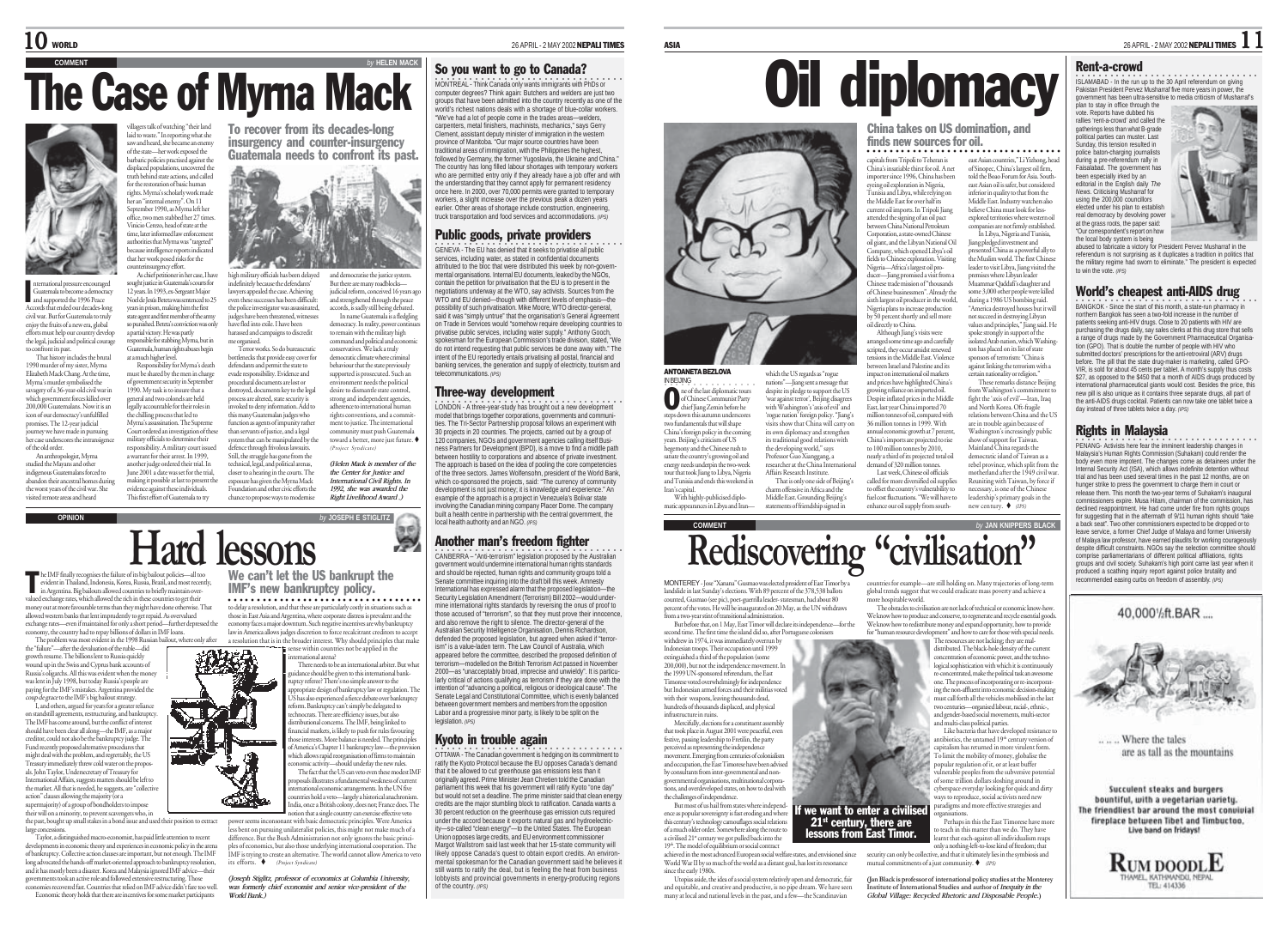COMMENT

by HELEN MACK

# The Case of Myrna Mack

## To recover from its decades-long insurgency and counter-insurgency Guatemala needs to confront its past.

International pressure encouraged Guatemala to become a democracy and supported the 1996 Peace Accords that ended our decades-long civil war. But for Guatemala to truly enjoy the fruits of a new era, global efforts must help our country develop the legal, judicial and political courage to confront its past.

That history includes the brutal 1990 murder of my sister, Myrna Elizabeth Mack Chang. At the time, Myrna's murder symbolised the savagery of a 36-year-old civil war in which government forces killed over 200,000 Guatemalans. Now it is an icon of our democracy's unfulfilled promises. The 12-year judicial journey we have made in pursuing her case underscores the intransigence of the old order.

An anthropologist, Myrna studied the Mayans and other indigenous Guatemalans forced to abandon their ancestral homes during the worst years of the civil war. She visited remote areas and heard villagers talk of watching "their land laid to waste." In reporting what she saw and heard, she became an enemy of the state—her work exposed the barbaric policies practised against the displaced populations, uncovered the truth behind state actions, and called for the restoration of basic human rights. Myrna's scholarly work made her an "internal enemy". On 11 September 1990, as Myrna left her office, two men stabbed her 27 times. Vinicio Cerezo, head of state at the time, later informed law enforcement authorities that Myrna was "targeted" because intelligence reports indicated that her work posed risks for the counterinsurgency effort.

As chief petitioner in her case, I have sought justice in Guatemala's courts for 12 years. In 1993, ex-Sergeant Major Noel de Jesús Beteta was sentenced to 25 years in prison, making him the first state agent and first member of the army so punished. Beteta's conviction was only a partial victory. He was partly responsible for stabbing Myrna, but in Guatemala, human rights abuses begin at a much higher level.

Responsibility for Myrna's death must be shared by the men in charge of government security in September 1990. My task is to insure that a general and two colonels are held legally accountable for their roles in the chilling process that led to Myrna's assassination. The Supreme Court ordered an investigation of these military officials to determine their responsibility. A military court issued a warrant for their arrest. In 1999, another judge ordered their trial. In June 2001 a date was set for the trial, making it possible at last to present the evidence against these individuals. This first effort of Guatemala to try high military officials has been delayed indefinitely because the defendants' lawyers appealed the case. Achieving even these successes has been difficult: the police investigator was assassinated, judges have been threatened, witnesses have fled into exile. I have been harassed and campaigns to discredit me organised.

Terror works. So do bureaucratic bottlenecks that provide easy cover for defendants and permit the state to evade responsibility. Evidence and procedural documents are lost or destroyed, documents key to the legal process are altered, state security is invoked to deny information. Add to this many Guatemalan judges who function as agents of impunity rather than servants of justice, and a legal system that can be manipulated by the defence through frivolous lawsuits. Still, the struggle has gone from the technical, legal, and political arenas, closer to a hearing in the courts. The exposure has given the Myrna Mack Foundation and other civic efforts the chance to propose ways to modernise and democratise the justice system. But there are many roadblocks—judicial reform, conceived 16 years ago and strengthened through the peace accords, is sadly still being debated.

In name Guatemala is a fledgling democracy. In reality, power continues to remain with the military high command and political and economic conservatives. We lack a truly democratic climate where criminal behaviour that the state previously supported is prosecuted. Such an environment needs the political desire to dismantle state control, strong and independent agencies, adherence to international human rights conventions, and a commitment to justice. The international community must push Guatemala toward a better, more just future. ♦ *(Project Syndicate)*

***(Helen Mack is member of the the Center for Justice and International Civil Rights. In 1992, she was awarded the Right Livelihood Award .)***

## So you want to go to Canada?

MONTREAL - Think Canada only wants immigrants with PhDs or computer degrees? Think again: Butchers and welders are just two groups that have been admitted into the country recently as one of the world's richest nations deals with a shortage of blue-collar workers. "We've had a lot of people come in the trades areas—welders, carpenters, metal finishers, machinists, mechanics," says Gerry Clement, assistant deputy minister of immigration in the western province of Manitoba. "Our major source countries have been traditional areas of immigration, with the Philippines the highest, followed by Germany, the former Yugoslavia, the Ukraine and China." The country has long filled labour shortages with temporary workers who are permitted entry only if they already have a job offer and with the understanding that they cannot apply for permanent residency once here. In 2000, over 70,000 permits were granted to temporary workers, a slight increase over the previous peak a dozen years earlier. Other areas of shortage include construction, engineering, truck transportation and food services and accommodations. *(IPS)*

## Public goods, private providers

GENEVA - The EU has denied that it seeks to privatise all public services, including water, as stated in confidential documents attributed to the bloc that were distributed this week by non-governmental organisations. Internal EU documents, leaked by the NGOs, contain the petition for privatisation that the EU is to present in the negotiations underway at the WTO, say activists. Sources from the WTO and EU denied—though with different levels of emphasis—the possibility of such privatisation. Mike Moore, WTO director-general, said it was "simply untrue" that the organisation's General Agreement on Trade in Services would "somehow require developing countries to privatise public services, including water supply." Anthony Gooch, spokesman for the European Commission's trade division, stated, "We do not intend requesting that public services be done away with." The intent of the EU reportedly entails privatising all postal, financial and banking services, the generation and supply of electricity, tourism and telecommunications. *(IPS)*

## Three-way development

LONDON - A three-year study has brought out a new development model that brings together corporations, governments and communities. The Tri-Sector Partnership proposal follows an experiment with 30 projects in 20 countries. The projects, carried out by a group of 120 companies, NGOs and government agencies calling itself Business Partners for Development (BPD), is a move to find a middle path between hostility to corporations and absence of private investment. The approach is based on the idea of pooling the core competencies of the three sectors. James Wolfensohn, president of the World Bank, which co-sponsored the projects, said: "The currency of community development is not just money; it is knowledge and experience." An example of the approach is a project in Venezuela's Bolivar state involving the Canadian mining company Placer Dome. The company built a health centre in partnership with the central government, the local health authority and an NGO. *(IPS)*

## Another man's freedom fighter

CANBERRA – "Anti-terrorism" legislation proposed by the Australian government would undermine international human rights standards and should be rejected, human rights and community groups told a Senate committee inquiring into the draft bill this week. Amnesty International has expressed alarm that the proposed legislation—the Security Legislation Amendment (Terrorism) Bill 2002—would undermine international rights standards by reversing the onus of proof to those accused of "terrorism", so that they must prove their innocence, and also remove the right to silence. The director-general of the Australian Security Intelligence Organisation, Dennis Richardson, defended the proposed legislation, but agreed when asked if "terrorism" is a value-laden term. The Law Council of Australia, which appeared before the committee, described the proposed definition of terrorism—modelled on the British Terrorism Act passed in November 2000—as "unacceptably broad, imprecise and unwieldy". It is particularly critical of actions qualifying as terrorism if they are done with the intention of "advancing a political, religious or ideological cause". The Senate Legal and Constitutional Committee, which is evenly balanced between government members and members from the opposition Labor and a progressive minor party, is likely to be split on the legislation. *(IPS)*

## Kyoto in trouble again

OTTAWA - The Canadian government is hedging on its commitment to ratify the Kyoto Protocol because the EU opposes Canada's demand that it be allowed to cut greenhouse gas emissions less than it originally agreed. Prime Minister Jean Chrétien told the Canadian parliament this week that his government will ratify Kyoto "one day" but would not set a deadline. The prime minister said that clean energy credits are the major stumbling block to ratification. Canada wants a 30 percent reduction on the greenhouse gas emission cuts required under the accord because it exports natural gas and hydroelectricity—so-called "clean energy"—to the United States. The European Union opposes large credits, and EU environment commissioner Margot Wallström said last week that her 15-state community will likely oppose Canada's quest to obtain export credits. An environmental spokesman for the Canadian government said he believes it still wants to ratify the deal, but is feeling the heat from business lobbyists and provincial governments in energy-producing regions of the country. *(IPS)*

OPINION

by JOSEPH E STIGLITZ

# Hard lessons

## We can't let the US bankrupt the IMF's new bankruptcy policy.

The IMF finally recognises the failure of its big bailout policies—all too evident in Thailand, Indonesia, Korea, Russia, Brazil, and most recently, in Argentina. Big bailouts allowed countries to briefly maintain overvalued exchange rates, which allowed the rich in these countries to get their money out at more favourable terms than they might have done otherwise. That allowed western banks that lent imprudently to get repaid. As overvalued exchange rates—even if maintained for only a short period—further depressed the economy, the country had to repay billions of dollars in IMF loans.

The problem was most evident in the 1998 Russian bailout, where only after the "failure"—after the devaluation of the ruble—did growth resume. The billions lent to Russia quickly wound up in the Swiss and Cyprus bank accounts of Russia's oligarchs. All this was evident when the money was lent in July 1998, but today Russia's people are paying for the IMF's mistakes. Argentina provided the *coup de grace* to the IMF's big bailout strategy.

I, and others, argued for years for a greater reliance on standstill agreements, restructuring, and bankruptcy. The IMF has come around, but the conflict of interest should have been clear all along—the IMF, as a major creditor, could not also be the bankruptcy judge. The Fund recently proposed alternative procedures that might deal with the problem, and regrettably, the US Treasury immediately threw cold water on the proposals. John Taylor, Undersecretary of Treasury for International Affairs, suggests matters should be left to the market. All that is needed, he suggests, are "collective action" clauses allowing the majority (or a supermajority) of a group of bondholders to impose their will on a minority, to prevent scavengers who, in the past, bought up small stakes in a bond issue and used their position to extract large concessions.

Taylor, a distinguished macro-economist, has paid little attention to recent developments in economic theory and experiences in economic policy in the arena of bankruptcy. Collective action clauses are important, but not enough. The IMF long advocated the hands-off market-oriented approach to bankruptcy resolution, and it has mostly been a disaster. Korea and Malaysia ignored IMF advice—their governments took an active role and followed extensive restructuring. Those economies recovered fast. Countries that relied on IMF advice didn't fare too well.

Economic theory holds that there are incentives for some market participants to delay a resolution, and that these are particularly costly in situations such as those in East Asia and Argentina, where corporate distress is prevalent and the economy faces a major downturn. Such negative incentives are why bankruptcy law in America allows judges discretion to force recalcitrant creditors to accept a resolution that is in the broader interest. Why should principles that make sense within countries not be applied in the international arena?

There needs to be an international arbiter. But what guidance should be given to this international bankruptcy referee? There's no simple answer to the appropriate design of bankruptcy law or regulation. The US has also experienced a fierce debate over bankruptcy reform. Bankruptcy can't simply be delegated to technocrats. There are efficiency issues, but also distributional concerns. The IMF, being linked to financial markets, is likely to push for rules favouring those interests. More balance is needed. The principles of America's Chapter 11 bankruptcy law—the provision which allows rapid reorganisation of firms to maintain economic activity—should underlay the new rules.

The fact that the US can veto even these modest IMF proposals illustrates a fundamental weakness of current international economic arrangements. In the UN five countries hold a veto—largely a historical anachronism. India, once a British colony, does not; France does. The notion that a single country can exercise effective veto power seems inconsonant with basic democratic principles. Were America less bent on pursuing unilateralist policies, this might not make much of a difference. But the Bush Administration not only ignores the basic principles of economics, but also those underlying international cooperation. The IMF is trying to create an alternative. The world cannot allow America to veto its efforts. ♦ *(Project Syndicate)*

***(Joseph Stiglitz, professor of economics at Columbia University, was formerly chief economist and senior vice-president of the World Bank.)***

# Oil diplomacy

## China takes on US domination, and finds new sources for oil.

ANTOANETA BEZLOVA
IN BEIJING

One of the last diplomatic tours of Chinese Communist Party chief Jiang Zemin before he steps down this autumn underscores two fundamentals that will shape China's foreign policy in the coming years. Beijing's criticism of US hegemony and the Chinese rush to satiate the country's growing oil and energy needs underpin the two-week tour that took Jiang to Libya, Nigeria and Tunisia and ends this weekend in Iran's capital.

With highly-publicised diplomatic appearances in Libya and Iran—which the US regards as "rogue nations"—Jiang sent a message that despite its pledge to support the US 'war against terror', Beijing disagrees with Washington's 'axis of evil' and 'rogue nation' foreign policy. "Jiang's visits show that China will carry on its own diplomacy and strengthen its traditional good relations with the developing world," says Professor Guo Xiangang, a researcher at the China International Affairs Research Institute.

That is only one side of Beijing's charm offensive in Africa and the Middle East. Grounding Beijing's statements of friendship signed in capitals from Tripoli to Teheran is China's insatiable thirst for oil. A net importer since 1996, China has been eyeing oil exploration in Nigeria, Tunisia and Libya, while relying on the Middle East for over half its current oil imports. In Tripoli Jiang attended the signing of an oil pact between China National Petroleum Corporation, a state-owned Chinese oil giant, and the Libyan National Oil Company, which opened Libya's oil fields to Chinese exploration. Visiting Nigeria—Africa's largest oil producer—Jiang promised a visit from a Chinese trade mission of "thousands of Chinese businessmen". Already the sixth largest oil producer in the world, Nigeria plans to increase production by 50 percent shortly and sell more oil directly to China.

Although Jiang's visits were arranged some time ago and carefully scripted, they occur amidst renewed tensions in the Middle East between Israel and Palestine and its impact on international oil markets and prices have highlighted China's growing reliance on imported oil. Despite inflated prices in the Middle East, last year China imported 70 million tonnes of oil, compared with 36 million tonnes in 1999. With annual economic growth at 7 percent, China's imports are projected to rise to 100 million tonnes by 2010, nearly a third of its projected total oil demand of 320 million tonnes.

Last week, Chinese oil officials called for more diversified oil supplies to offset the country's vulnerability to fuel cost fluctuations. "We will have to enhance our oil supply from south-east Asian countries," Li Yizhong, head of Sinopec, China's largest oil firm, told the Boao Forum for Asia. South-east Asian oil is safer, but considered inferior in quality to that from the Middle East. Industry watchers also believe China must look for less-explored territories where western oil companies are not firmly established.

In Libya, Nigeria and Tunisia, Jiang pledged investment and presented China as a powerful ally to the Muslim world. The first Chinese leader to visit Libya, Jiang visited the premises where Libyan leader Muammar Qaddafi's daughter and some 3,000 other people were killed during a 1986 US bombing raid. "America destroyed houses but it will not succeed in destroying Libyan values and principles," Jiang said. He spoke strongly in support of the isolated Arab nation, which Washington has placed on its list of state sponsors of terrorism: "China is against linking the terrorism with a certain nationality or religion."

These remarks distance Beijing from Washington's commitment to fight the 'axis of evil'—Iran, Iraq and North Korea. Oft-fragile relations between China and the US are in trouble again because of Washington's increasingly public show of support for Taiwan. Mainland China regards the democratic island of Taiwan as a rebel province, which split from the motherland after the 1949 civil war. Reuniting with Taiwan, by force if necessary, is one of the Chinese leadership's primary goals in the new century. ♦ *(IPS)*

COMMENT

by JAN KNIPPERS BLACK

# Rediscovering "civilisation"

## If we want to enter a civilised 21st century, there are lessons from East Timor.

MONTEREY - Jose "Xanana" Gusmao was elected president of East Timor by a landslide in last Sunday's elections. With 89 percent of the 378,538 ballots counted, Gusmao (see pic), poet-guerrilla leader- statesman, had about 80 percent of the votes. He will be inaugurated on 20 May, as the UN withdraws from a two-year stint of transitional administration.

But before that, on 1 May, East Timor will declare its independence—for the second time. The first time the island did so, after Portuguese colonisers withdrew in 1974, it was immediately overrun by Indonesian troops. Their occupation until 1999 extinguished a third of the population (some 200,000), but not the independence movement. In the 1999 UN-sponsored referendum, the East Timorese voted overwhelmingly for independence but Indonesian armed forces and their militias voted with their weapons, leaving thousands dead, hundreds of thousands displaced, and physical infrastructure in ruins.

Mercifully, elections for a constituent assembly that took place in August 2001 were peaceful, even festive, passing leadership to Fretilin, the party perceived as representing the independence movement. Emerging from centuries of colonialism and occupation, the East Timorese have been advised by consultants from inter-governmental and non-governmental organisations, multinational corporations, and overdeveloped states, on how to deal with the challenges of independence.

But most of us hail from states where independence as popular sovereignty is fast eroding and where this century's technology camouflages social relations of a much older order. Somewhere along the route to a civilised 21st century we got pulled back into the 19th. The model of equilibrium or social contract achieved in the most advanced European social welfare states, and envisioned since World War II by so much of the world as a distant goal, has lost its resonance since the early 1980s.

Utopias aside, the idea of a social system relatively open and democratic, fair and equitable, and creative and productive, is no pipe dream. We have seen many at local and national levels in the past, and a few—the Scandinavian countries for example—are still holding on. Many trajectories of long-term global trends suggest that we could eradicate mass poverty and achieve a more hospitable world.

The obstacles to civilisation are not lack of technical or economic know-how. We know how to produce and conserve, to regenerate and recycle essential goods. We know how to redistribute money and expand opportunity, how to provide for "human resource development" and how to care for those with special needs.

The resources are not lacking; they are maldistributed. The black-hole density of the current concentration of economic power, and the technological sophistication with which it is continuously re-concentrated, make the political task an awesome one. The process of incorporating or re-incorporating the non-affluent into economic decision-making must call forth all the vehicles mobilised in the last two centuries—organised labour, racial-, ethnic-, and gender-based social movements, multi-sector and multi-class political parties.

Like bacteria that have developed resistance to antibiotics, the untamed 19th century version of capitalism has returned in more virulent form. To limit the mobility of money, globalise the popular regulation of it, or at least buffer vulnerable peoples from the subversive potential of some trillion dollars sloshing around in cyberspace everyday looking for quick and dirty ways to reproduce, social activists need new paradigms and more effective strategies and organisations.

Perhaps in this the East Timorese have more to teach in this matter than we do. They have learnt that each-against-all individualism reaps only a nothing-left-to-lose kind of freedom; that security can only be collective, and that it ultimately lies in the symbiosis and mutual commitments of a just community. ♦ *(IPS)*

***(Jan Black is professor of international policy studies at the Monterey Institute of International Studies and author of Inequality in the Global Village: Recycled Rhetoric and Disposable People.)***

## Rent-a-crowd

ISLAMABAD - In the run up to the 30 April referendum on giving Pakistan President Pervez Musharraf five more years in power, the government has been ultra-sensitive to media criticism of Musharraf's plan to stay in office through the vote. Reports have dubbed his rallies 'rent-a-crowd' and called the gatherings less than what B-grade political parties can muster. Last Sunday, this tension resulted in police baton-charging journalists during a pre-referendum rally in Faisalabad. The government has been especially irked by an editorial in the English daily *The News*. Criticising Musharraf for using the 200,000 councillors elected under his plan to establish real democracy by devolving power at the grass roots, the paper said: "Our correspondent's report on how the local body system is being abused to fabricate a victory for President Pervez Musharraf in the referendum is not surprising as it duplicates a tradition in politics that the military regime had sworn to eliminate." The president is expected to win the vote. *(IPS)*

## World's cheapest anti-AIDS drug

BANGKOK - Since the start of this month, a state-run pharmacy in northern Bangkok has seen a two-fold increase in the number of patients seeking anti-HIV drugs. Close to 20 patients with HIV are purchasing the drugs daily, say sales clerks at this drug store that sells a range of drugs made by the Government Pharmaceutical Organisation (GPO). That is double the number of people with HIV who submitted doctors' prescriptions for the anti-retroviral (ARV) drugs before. The pill that the state drug-maker is marketing, called GPO-VIR, is sold for about 45 cents per tablet. A month's supply thus costs $27, as opposed to the $450 that a month of AIDS drugs produced by international pharmaceutical giants would cost. Besides the price, this new pill is also unique as it contains three separate drugs, all part of the anti-AIDS drugs cocktail. Patients can now take one tablet twice a day instead of three tablets twice a day. *(IPS)*

## Rights in Malaysia

PENANG- Activists here fear the imminent leadership changes in Malaysia's Human Rights Commission (Suhakam) could render the body even more impotent. The changes come as detainees under the Internal Security Act (ISA), which allows indefinite detention without trial and has been used several times in the past 12 months, are on hunger strike to press the government to charge them in court or release them. This month the two-year terms of Suhakam's inaugural commissioners expire. Musa Hitam, chairman of the commission, has declined reappointment. He had come under fire from rights groups for suggesting that in the aftermath of 9/11 human rights should "take a back seat". Two other commissioners expected to be dropped or to leave service, a former Chief Judge of Malaya and former University of Malaya law professor, have earned plaudits for working courageously despite difficult constraints. NGOs say the selection committee should comprise parliamentarians of different political affiliations, rights groups and civil society. Suhakam's high point came last year when it produced a scathing inquiry report against police brutality and recommended easing curbs on freedom of assembly. *(IPS)*

40,000½ft.BAR

... ... Where the tales are as tall as the mountains

Succulent steaks and burgers bountiful, with a vegetarian variety.
The friendliest bar around the most convivial fireplace between Tibet and Timbuctoo.
Live band on fridays!

RUM DOODLE
THAMEL, KATHMANDU, NEPAL
TEL: 414336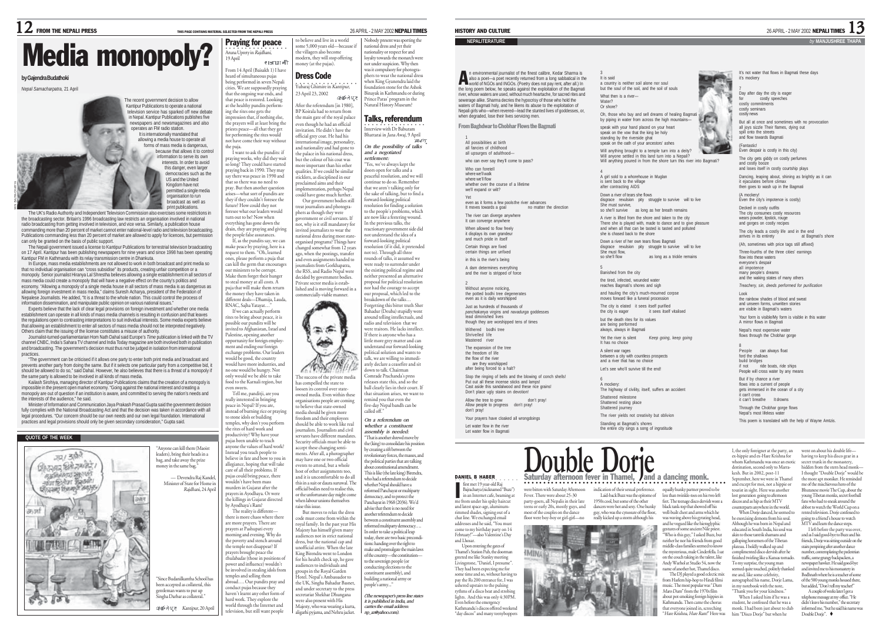# Media monopoly?

**by Gajendra Budathoki**

*Nepal Samacharpatra, 21 April*

The recent government decision to allow Kantipur Publications to operate a national television service has sparked off new debate in Nepal. Kantipur Publications publishes five newspapers and newsmagazines and also operates an FM radio station.

It is internationally mandated that allowing a media house to operate all forms of mass media is dangerous, because that allows it to control information to serve its own interests. In order to avoid this danger, even larger democracies such as the US and the United Kingdom have not permitted a single media organisation to run broadcast as well as print publications.

The UK's Radio Authority and Independent Television Commission also exercises some restrictions in the broadcasting sector. Britain's 1996 broadcasting law restricts an organisation involved in national radio broadcasting from getting involved in television, and vice versa. Similarly, a publication house commanding more than 20 percent of market cannot enter national-level radio and television broadcasting. Publications commanding less than 20 percent of market are allowed to apply for licences, but permission can only be granted on the basis of public support.

The Nepali government issued a license to Kantipur Publications for terrestrial television broadcasting on 17 April. Kantipur has been publishing newspapers for nine years and since 1998 has been operating Kantipur FM in Kathmandu with its relay transmission centre in Dhankuta.

In Europe, mass media establishments are not allowed to work in both broadcast and print media so that no individual organisation can "cross subsidise" its products, creating unfair competition or a monopoly. Senior journalist Hiranya Lal Shrestha believes allowing a single establishment in all sectors of mass media could create a monopoly that will have a negative effect on the county's politics and economy. "Allowing a monopoly of a single media house in all sectors of mass media is as dangerous as allowing foreign investment in mass media," claims Suresh Acharya, president of the Federation of Nepalese Journalists. He added, "It is a threat to the whole nation. This could control the process of information dissemination, and manipulate public opinion on various national issues."

Experts believe that the lack of clear legal provisions on foreign investment and whether one media establishment can operate in all kinds of mass media channels is resulting in confusion and that leaves the regulations open to contrasting interpretations to suit individual interests. Some media experts believe that allowing an establishment to enter all sectors of mass media should not be interpreted negatively. Others claim that the issuing of the license constitutes a misuse of authority.

Journalist-turned-parliamentarian Hom Nath Dahal said Europe's *Time* publication is linked with the TV channel CNBC, India's Sahara TV channel and India Today magazine are both involved both in publication and broadcasting. The government's decision must thus not be judged in isolation from international practices.

"The government can be criticised if it allows one party to enter both print media and broadcast and prevents another party from doing the same. But if it selects one particular party from a competitive bid, it should be allowed to do so," said Dahal. However, he also believes that there is a threat of a monopoly if the same party is allowed to be involved in all kinds of mass media.

Kailash Sirohiya, managing director of Kantipur Publications claims that the creation of a monopoly is impossible in the present open market economy. "Going against the national interest and creating a monopoly are out of question if an institution is aware, and committed to serving the nation's needs and the interests of the audience," he said.

Minister of Information and Communication Jaya Prakash Prasad Gupta said the government decision fully complies with the National Broadcasting Act and that the decision was taken in accordance with all legal procedures. "Our concern should be our own needs and our own legal foundation. International practices and legal provisions should only be given secondary consideration," Gupta said.

## QUOTE OF THE WEEK

"Anyone can kill them (Maoist leaders), bring their heads in a bag, and take away the prize money in the same bag."

— Devendra Raj Kandel, Minister of State for Home in *Rajdhani*, 24 April

"Since Budanilkantha School has been accepted as collateral, this gentleman wants to put up Singha Darbar as collateral."

*Kantipur*, 20 April

## Praying for peace

Aruna Uprety in *Rajdhani*, 19 April

From 14 April (Baisakh 1) I have heard of simultaneous pujas being performed in seven Nepali cities. We are supposedly praying that the ongoing war ends, and that peace is restored. Looking at the healthy pundits performing the rites one gets the impression that, if nothing else, the prayers will at least bring the priests peace—all that they get for performing the rites would not have come their way without the puja.

I want to ask the pundits: if praying works, why did they wait so long? They could have started praying back in 1990. They may say there was peace in 1990 and that so there was no need to pray. But then another question arises—what sort of pundits are they if they couldn't foresee the future? How could they not foresee what our leaders would turn out to be? Now when everything has gone down the drain, they are praying and giving the people false assurances.

If, as the pundits say, we can make peace by praying, here is a request to them. "Oh, learned ones, please perform a puja that can kill the germ that encourages our ministers to be corrupt. Make them forget their hunger to steal money at all costs. A puja that will make them return the money they have taken in different deals—Dhamija, Lauda, RNAC, Sajha Yatayat…"

If we can actually perform rites to bring about peace, it is possible our pundits will be invited to Afghanistan, Israel and Palestine, opening another opportunity for foreign employment and ending our foreign exchange problems. Our leaders would be good, the country would have more industries, and no one would be hungry. Not only would we be able to take food to the Karnali region, but even sweets.

Tell me, panditji, are you really interested in bringing peace in Nepal? If you are, instead of burning rice or praying to stone idols or building temples, why don't you perform the rites of hard work and productivity? Why have your pujas been unable to teach anyone the values of hard work? Instead you teach people to believe in fate and bow to you in allegiance, hoping that will take care of all their problems. If pujas could bring peace, there wouldn't have been mass murders in Gujarat after the prayers in Ayodhaya. Or were the killings in Gujarat directed by Ayodhaya's Ram?

The reality is different—there is more chaos where there are more prayers. There are prayers at Pashupati every morning and evening. Why do the poverty and stench around the temple not disappear? If prayers brought peace the *thulabada* (those in positions of power and influence) wouldn't be involved in stealing idols from temples and selling them abroad…. Our pundits pray and conduct pujas because they haven't learnt any other form of hard work. They explore the world through the Internet and television, but still want people to believe and live in a world some 5,000 years old—because if the villagers also become modern, they will stop offering money (at the pujas).

## Dress Code

Yubaraj Ghimire in *Kantipur*, 23 April 23, 2002

After the referendum [in 1980], BP Koirala had to return from the main gate of the royal palace even though he had an official invitation. He didn't have the official grey coat. He had his international image, personality, and nationality and had gone to the palace in his national dress, but the colour of his coat was more important than his other qualities. If we could be similar sticklers, as disciplined in our proclaimed aims and their implementation, perhaps Nepal could have gone much further.

Our government bodies still treat journalists and photographers as though they were government or civil servants. If not, why is it still mandatory for invited journalists to wear the national dress during most state-organised programs? Things have changed somewhat from 12 years ago, when the postings, transfer and even assignments handed to journalists from Gorkhapatra, the RSS, and Radio Nepal were decided by government bodies. Private sector media is established and is moving forward in a commercially-viable manner.

The success of the private media has compelled the state to loosen its control over state-owned media. Even within these organisations people are coming to believe that state-owned media should be given more freedom and their employees should be able to work like real journalists. Journalists and civil servants have different mandates. Security officials must be able to accept these changing sentiments. After all, a photographer may have one or two official events to attend, but a whole host of other assignments too, and it is uncomfortable to do all this in a suit or daura suruwal. The official bodies need to realise this, or the unfortunate day might come when labour unions themselves raise this issue.

But moves to relax the dress code must come from within the royal family. In the past year His Majesty has himself given many audiences not in strict national dress, but the national cap and unofficial attire. When the late King Birendra went to London for his health check up, he gave audiences to individuals and groups in the Royal Garden Hotel. Nepal's Ambassador to the UK, Singha Bahadur Basnet, and under secretary to the press secretariat Shekhar Dhungana were also present with His Majesty, who was wearing a kurta, aligarhi pyjama, and Nehru jacket. Nobody present was sporting the national dress and yet their nationality or respect for and loyalty towards the monarch were not under suspicion. Why then was it compulsory for photographers to wear the national dress when King Gyanendra laid the foundation stone for the Ashok Binayak in Kathmandu or during Prince Paras' program in the Natural History Museum?

## Talks, referendum

Interview with Dr Baburam Bhattarai in *Jana Awaj*, 9 April

***On the possibility of talks and a negotiated settlement:***

"Yes, we've always kept the doors open for talks and a peaceful resolution, and we will continue to do so. Remember that we aren't talking only for the sake of talking, but to find a forward-looking political resolution for finding a solution to the people's problems, which are now like a festering wound. In the previous talks, the reactionary government side did not understand the idea of a forward-looking political resolution (if it did, it pretended not to). Through all three rounds of talks, it assumed we were ready to surrender under the existing political regime and neither presented an alternative proposal for political resolution nor had the courage to accept our proposal, which led to the breakdown of the talks… Forgetting this bitter truth Sher Bahadur (Deuba) stupidly went around telling intellectuals, and radio and television that we were traitors. He lacks intellect. If there is anyone who has a little more grey matter and can understand our forward-looking political solution and wants to talk, we are willing to immediately declare a ceasefire and sit down to talk. Chairman Comrade Prachanda's press releases state this, and so we ball clearly lies in their court. If that situation arises, we want to remind you that even the five-day Nepal bandh can be called off."

***On a referendum on whether a constituent assembly is needed:***

"That is another shrewd move by the (king) to consolidate his position by creating a rift between the revolutionary forces, the masses, and the political parties that are talking about constitutional amendment. This is like (the late king) Birendra, who had a referendum to decide whether Nepal should have a reformed Panchayat or multiparty democracy, and to protect the Panchayat in 1968 (2036). We'd advise that there is no need for another referendum to decide between a constituent assembly and reformed multiparty democracy… In order to take a political leap today, there are two basic preconditions: handing over the right to make and promulgate the main laws of the country—the constitution—to the sovereign people (or conducting elections to the constituent assembly), and building a national army or people's army…"

*(The newspaper's press line states it is published in India, and carries the email address: np_za@yahoo.com).*

## NEPALITERATURE

*by* **MANJUSHREE THAPA**

**A**n environmental journalist of the finest calibre, Kedar Sharma is also a poet—a poet recently returned from a long sabbatical in the world of NGOs and INGOs. (Poetry does not pay rent, after all.) In the long poem below, he speaks against the exploitation of the Bagmati river, whose waters are used, without much heartache, for sacred rites and sewerage alike. Sharma decries the hypocrisy of those who hold the waters of Bagmati holy, and he likens its abuse to the exploitation of Nepali girls who—when revered—lead the stunted lives of goddesses, or, when degraded, lose their lives servicing men.

### From Baghdwar to Chobhar Flows the Bagmati

1
All possibilities at birth
all fancies of childhood
all upsurges of adulthood—

who can ever say they'll come to pass?

Who can foretell
where we'll walk
where we'll flow
whether over the course of a lifetime
we'll expand or wilt?

Yet
even as it forms a few pools the river advances
It moves towards a goal      no matter the direction

The river can diverge anywhere
It can converge anywhere

When allowed to flow freely
it displays its own grandeur
and much pride in itself

Certain things are fixed
certain things are unfixed

in this is the river's being

A dam determines everything
and the river is stripped of force

2
Without anyone noticing,
the potted bodhi tree degenerates
even as it is daily worshipped

Just as hundreds of thousands of
*panchakanya* virgins and *navadurga* goddesses
lead diminished lives
though they are worshipped tens of times

Withered   bodhi tree
Shrivelled   life
Mastered   river

The expansion of the tree
the freedom of life
the flow of the river
  are they worshipped
after being forced to a halt?

Stop the ringing of bells and the blowing of conch shells!
Put out all these incense sticks and lamps!
Cast aside this sandalwood and these rice grains!
Don't place ugly stains on devotion!

Allow the tree to grow      don't pray!
Allow people to progress   don't pray!
don't pray!

Your prayers have cloaked all wrongdoings

Let water flow in the river
Let water flow in Bagmati

3
It is said
a country is neither soil alone nor soul
but the soul of the soil, and the soil of souls

What then is a river—
Water?
Or shore?

Oh, those who buy and sell dreams of healing Bagmati
by piping in water from across the high mountains—

speak with your hand placed on your heart
speak on the vow that the king be holy
standing by the riverside ghat
speak on the oath of your ancestors' ashes

Will anything brought to a temple turn into a deity?
Will anyone settled in this land turn into a Nepali?
Will anything poured in from the shore turn this river into Bagmati?

4
A girl sold to a whorehouse in Muglan
is sent back to the village
after contracting AIDS

Down a river of tears she flows
disgrace   revulsion   pity   struggle to survive   will to live
She must survive,
so she'll survive      as long as her breath remains

A river is lifted from the shore and taken to the city
There she is played with, made to dance and to give pleasure
and when all that can be tasted is tasted and polluted
she is chased back to the shore

Down a river of her own tears flows Bagmati
disgrace   revulsion   pity   struggle to survive   will to live
She must flow,
so she'll flow      as long as a trickle remains

5
Banished from the city

the tired, infected, wounded water
reaches Bagmati's shores and sigh

and hauling the city's much-mourned corpse
moves forward like a funeral procession

The city is elated   it sees itself purified
the city is eager      it sees itself vitalised

but the death rites for its values
are being performed
always, always in Bagmati

Yet the river is silent      *Keep going, keep going*
It has no choice

A silent war rages
between a city with countless prospects
and a river that has no choice

Let's see who'll survive till the end!

6
A mockery:
The highway of civility, itself, suffers an accident

Shattered milestone
Shattered resting place
Shattered journey

The river yields not creativity but oblivion

Standing at Bagmati's shores
the entire city sings a song of ingratitude

It's not water that flows in Bagmati these days
it's mockery

7
Day after day the city is eager
for      costly speeches
costly commitments
costly seminars
costly news

But all at once and sometimes with no provocation
all joys sizzle Their flames, dying out
spill onto the streets
and flow towards Bagmati

(Fantastic!
Even despair is costly in this city)

The city gets giddy on costly perfumes
and costly booze
and loses itself in costly courtship plays

Dancing, leaping about, shining as brightly as it can
it ejaculates before climax
then goes to wash up in the Bagmati

(A mockery!
Even the city's impotence is costly)

Decked in costly outfits
The city consumes costly resources
wears powder, lipstick, rouge
and gorges on costly recipes

The city leads a costly life and in the end
arrives in its entirety      at Bagmati's shore

(Ah, sometimes with price tags still affixed)

Three-fourths of the three cities' earnings
flow into these waters
everyone's despair
all impotence
many people's dreams
and the waking states of many others

*Treachery, sin, deeds performed for purification*

Look
the rainbow shades of blood and sweat
and unseen forms, unwritten stories
are visible in Bagmati's waters

Your form is visible/My form is visible in this water
A mirror flows in Bagmati

Nepal's most expensive water
flows through the Chobhar gorge

8
People    can always float
ford the shallows
build bridges
if not      ride boats, ride ships
People will cross water by any means

But if by chance a river
flows into a current of people
gets immersed in the ocean of a city
it can't cross
it can't breathe      it drowns

Through the Chobhar gorge flows
Nepal's most lifeless water

This poem is translated with the help of Wayne Amtzis.

# Double Dorje

**Saturday afternoon fever in Thamel, and a dancing monk.**

**DANIEL B HABER**

**I** first met 19 year-old Raj Bajracharya (nicknamed "Buzz") in an Internet café, beaming at me from under his spiky haircut and latest space-age, aluminium-rimmed shades, signing out of a chat line. We exchanged email addresses and he said, "You must come to my birthday party on 14 February!"—also Valentine's Day and Lhosar.

Upon entering the gates of Thamel's Station Pub, the doorman greeted me like Stanley meeting Livingstone, "Daniel, I presume". They had been expecting me for some time and so, without having to pay the Rs 200 entrance fee, I was ushered upstairs to the pulsing rythms of a disco beat and strobing lights. And this was only 4:30PM. Even before the emergency Kathmandu's discos offered weekend "day discos" and many teenyboppers were bitten with Saturday Afternoon Fever. There were about 25-30 party-goers, all Nepalis in their late teens or early 20s, mostly guys, and most of the couples on the dance floor were boy-boy or girl-girl—no indication of their sexual preference.

Laid-back Buzz was the epitome of 1950s cool, but some of the other dancers were hot and sexy. One hunky guy, who was the cynosure of the floor, really kicked up a storm although his equally hunky partner proved to be less than twinkle-toes on his two left feet. The teenage disco dervish wore a black tank-top that showed off his well-built chest and arms which he was waving above his gyrating head, and he vogued like the hieroglyphic gestures of some ancient Nile priest. "Who is this guy," I asked Buzz, but neither he nor his friends from good middle-class families seemed to know the mysterious, male Cinderella. I sat on the couch taking in the talent, like Andy Warhol at Studio 54, now the name of another hot, Thamel disco.

The DJ played a good eclectic mix from Harlem hip-hop to Hindi filmi music. The most popular was "*Dum Maro Dum*" from the 1970s film about pot-smoking foreign hippies in Kathmandu. Then came the chorus that everyone joined in, screeching "*Hare Krishna, Hare Ram!*" Here was I, the only foreigner at the party, an ex-hippie and ex-Hare Krishna for whom Kathmandu was once an exotic destination, second only to Marrakesh. But in 2002, post-11 September, here we were in Thamel and except for moi, not a hippie or tourist in sight. Here was another lost generation going to afternoon discos and as hip as their MTV counterparts anywhere in the world.

When Dorje danced, he seemed to be exorcising demons from his soul. Although he was born in Nepal and educated in South India, his soul was akin to those tantrik shamans and galloping horsemen of the Tibetan plateau. I boldly walked up and complimented disco dervish after he finished twirling like a Kansas tornado. To my surprise, the young man seemed quite touched, politely thanked me and, like some celebrity, autographed his name, Dorje Lama, in my notebook with the note, "Thank you for your kindness."

When I asked him if he was a student, he confessed that he was a monk. I had been just about to dub him "Disco Dorje" but when he went on about his double life—having to keep his disco gear in a secret trunk in the monastery, hidden from the stern head monk—I thought "Double Dorje" would be the more apt moniker. He reminded me of the mischievous hero of the Bhutanese movie The Cup, about the young Tibetan monks, secret football fans who had to sneak around the abbot to watch the World Cup on a rented television. Dorje confessed to going to a friend's house to watch MTV and learn the dance steps.

I left before the party was over, and as I said good-bye to Buzz and his friends, Dorje was sitting outside on the stairs perspiring after another dance number, contemplating the pedestrian traffic, some grungy backpackers, a newspaper hawker. He said good-bye and invited me to his monastery in Bodhnath where he is a teacher of some of the 500 young monks housed there, but added, "Don't tell my teacher!"

A couple of weeks later I got a telephone message at my office. "He didn't leave his number," the secretary informed me, "but he said his name was Double Dorje". ♦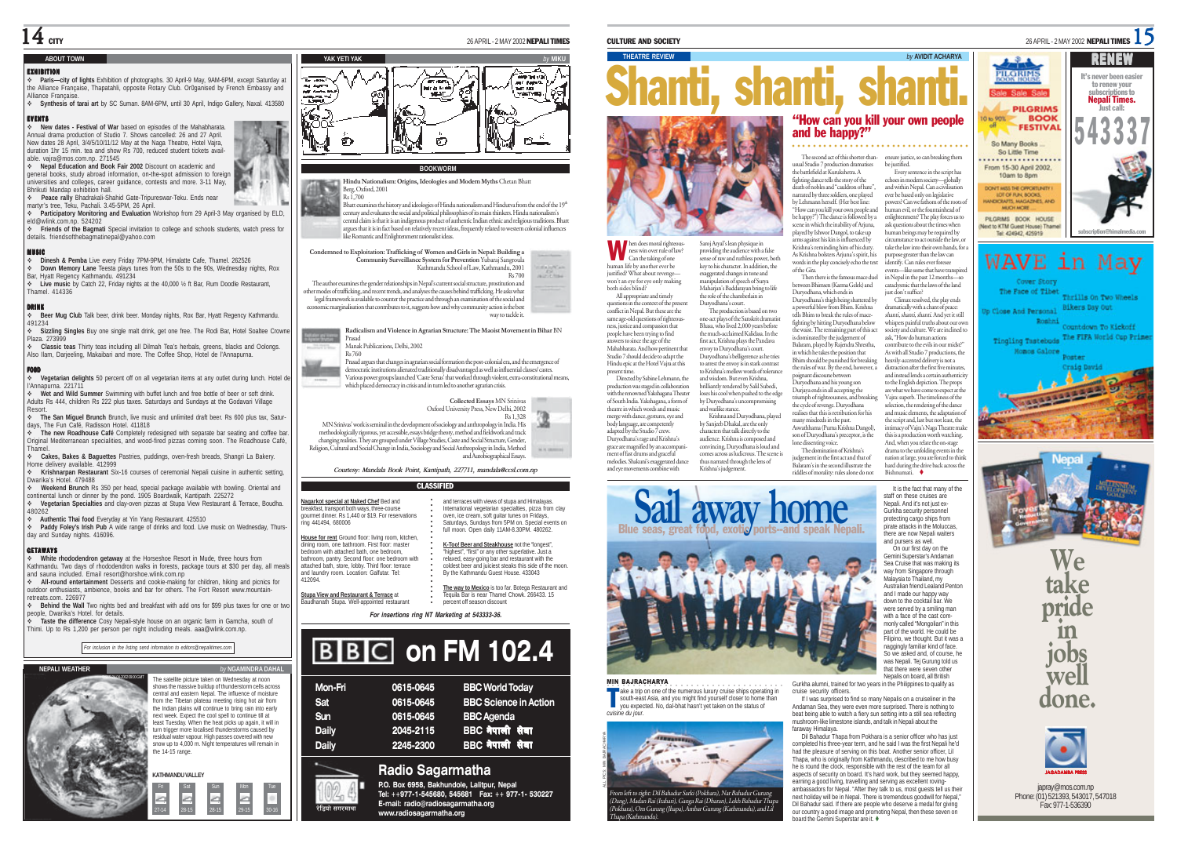## ABOUT TOWN

### EXHIBITION

- **Paris—city of lights** Exhibition of photographs. 30 April-9 May, 9AM-6PM, except Saturday at the Alliance Française, Thapatahli, opposite Rotary Club. Or0ganised by French Embassy and Alliance Française.
- **Synthesis of tarai art** by SC Suman. 8AM-6PM, until 30 April, Indigo Gallery, Naxal. 413580

### EVENTS

- **New dates - Festival of War** based on episodes of the Mahabharata. Annual drama production of Studio 7. Shows cancelled: 26 and 27 April. New dates 28 April, 3/4/5/10/11/12 May at the Naga Theatre, Hotel Vajra, duration 1hr 15 min. tea and show Rs 700, reduced student tickets available. vajra@mos.com.np. 271545
- **Nepal Education and Book Fair 2002** Discount on academic and general books, study abroad information, on-the-spot admission to foreign universities and colleges, career guidance, contests and more. 3-11 May, Bhrikuti Mandap exhibition hall.
- **Peace rally** Bhadrakali-Shahid Gate-Tripureswar-Teku. Ends near martyr's tree, Teku, Pachali. 3.45-5PM, 26 April.
- **Participatory Monitoring and Evaluation** Workshop from 29 April-3 May organised by ELD, eld@wlink.com.np. 524202
- **Friends of the Bagmati** Special invitation to college and schools students, watch press for details. friendsofthebagmatinepal@yahoo.com

### MUSIC

- **Dinesh & Pemba** Live every Friday 7PM-9PM, Himalatte Cafe, Thamel. 262526
- **Down Memory Lane** Teesta plays tunes from the 50s to the 90s, Wednesday nights, Rox Bar, Hyatt Regency Kathmandu. 491234
- **Live music** by Catch 22, Friday nights at the 40,000 ½ ft Bar, Rum Doodle Restaurant, Thamel. 414336

### DRINK

- **Beer Mug Club** Talk beer, drink beer. Monday nights, Rox Bar, Hyatt Regency Kathmandu. 491234
- **Sizzling Singles** Buy one single malt drink, get one free. The Rodi Bar, Hotel Soaltee Crowne Plaza. 273999
- **Classic teas** Thirty teas including all Dilmah Tea's herbals, greens, blacks and Oolongs. Also Ilam, Darjeeling, Makaibari and more. The Coffee Shop, Hotel de l'Annapurna.

### FOOD

- **Vegetarian delights** 50 percent off on all vegetarian items at any outlet during lunch. Hotel de l'Annapurna. 221711
- **Wet and Wild Summer** Swimming with buffet lunch and free bottle of beer or soft drink. Adults Rs 444, children Rs 222 plus taxes. Saturdays and Sundays at the Godavari Village Resort.
- **The San Miguel Brunch** Brunch, live music and unlimited draft beer. Rs 600 plus tax, Saturdays, The Fun Café, Radisson Hotel. 411818
- **The new Roadhouse Café** Completely redesigned with separate bar seating and coffee bar. Original Mediterranean specialities, and wood-fired pizzas coming soon. The Roadhouse Café, Thamel.
- **Cakes, Bakes & Baguettes** Pastries, puddings, oven-fresh breads, Shangri La Bakery. Home delivery available. 412999
- **Krishnarpan Restaurant** Six-16 courses of ceremonial Nepali cuisine in authentic setting, Dwarika's Hotel. 479488
- **Weekend Brunch** Rs 350 per head, special package available with bowling. Oriental and continental lunch or dinner by the pond. 1905 Boardwalk, Kantipath. 225272
- **Vegetarian Specialties** and clay-oven pizzas at Stupa View Restaurant & Terrace, Boudha. 480262
- **Authentic Thai food** Everyday at Yin Yang Restaurant. 425510
- **Paddy Foley's Irish Pub** A wide range of drinks and food. Live music on Wednesday, Thursday and Sunday nights. 416096.

### GETAWAYS

- **White rhododendron getaway** at the Horseshoe Resort in Mude, three hours from Kathmandu. Two days of rhododendron walks in forests, package tours at $30 per day, all meals and sauna included. Email resort@horshoe.wlink.com.np
- **All-round entertainment** Desserts and cookie-making for children, hiking and picnics for outdoor enthusiasts, ambience, books and bar for others. The Fort Resort www.mountain-retreats.com.. 226977
- **Behind the Wall** Two nights bed and breakfast with add ons for $99 plus taxes for one or two people, Dwarika's Hotel. for details.
- **Taste the difference** Cosy Nepali-style house on an organic farm in Gamcha, south of Thimi. Up to Rs 1,200 per person per night including meals. aaa@wlink.com.np.

*For inclusion in the listing send information to editors@nepalitimes.com*

## NEPALI WEATHER
*by NGAMINDRA DAHAL*

The satellite picture taken on Wednesday at noon shows the massive buildup of thunderstorm cells across central and eastern Nepal. The influence of moisture from the Tibetan plateau meeting rising hot air from the Indian plains will continue to bring rain into early next week. Expect the cool spell to continue till at least Tuesday. When the heat picks up again, it will in turn trigger more localised thunderstorms caused by residual water vapour. High passes covered with new snow up to 4,000 m. Night temperatures will remain in the 14-15 range.

**KATHMANDU VALLEY**

| Fri | Sat | Sun | Mon | Tue |
|---|---|---|---|---|
| 27-14 | 28-15 | 28-15 | 29-15 | 30-16 |

## YAK YETI YAK
*by MIKU*

## BOOKWORM

**Hindu Nationalism: Origins, Ideologies and Modern Myths** Chetan Bhatt
Berg, Oxford, 2001
Rs 1,700

Bhatt examines the history and ideologies of Hindu nationalism and Hindutva from the end of the 19th century and evaluates the social and political philosophies of its main thinkers. Hindu nationalism's central claim is that it is an indigenous product of authentic Indian ethnic and religious traditions. Bhatt argues that it is in fact based on relatively recent ideas, frequently related to western colonial influences like Romantic and Enlightenment rationalist ideas.

**Condemned to Exploitation: Trafficking of Women and Girls in Nepal: Building a Community Surveillance System for Prevention** Yubaraj Sangroula
Kathmandu School of Law, Kathmandu, 2001
Rs 700

The author examines the gender relationships in Nepal's current social structure, prostitution and other modes of trafficking, and recent trends, and analyses the causes behind trafficking. He asks what legal framework is available to counter the practice and through an examination of the social and economic marginalisation that contributes to it, suggests how and why community action is the best way to tackle it.

**Radicalism and Violence in Agrarian Structure: The Maoist Movement in Bihar** BN Prasad
Manak Publications, Delhi, 2002
Rs 760

Prasad argues that changes in agrarian social formation the post-colonial era, and the emergence of democratic institutions alienated traditionally disadvantaged as well as influential classes/castes. Various power groups launched 'Caste Senas' that worked through violent, extra-constitutional means, which placed democracy in crisis and in turn led to another agrarian crisis.

**Collected Essays** MN Srinivas
Oxford University Press, New Delhi, 2002
Rs 1,328

MN Srinivas' work is seminal in the development of sociology and anthropology in India. His methodologically rigorous, yet accessible, essays bridge theory, method and fieldwork and track changing realities. They are grouped under Village Studies, Caste and Social Structure, Gender, Religion, Cultural and Social Change in India, Sociology and Social Anthropology in India, Method and Autobiographical Essays.

*Courtesy: Mandala Book Point, Kantipath, 227711, mandala@ccsl.com.np*

## CLASSIFIED

**Nagarkot special at Naked Chef** Bed and breakfast, transport both ways, three-course gourmet dinner. Rs 1,440 or $19. For reservations ring 441494, 680006

**House for rent** Ground floor: living room, kitchen, dining room, one bathroom. First floor: master bedroom with attached bath, one bedroom, bathroom, pantry. Second floor: one bedroom with attached bath, store, lobby. Third floor: terrace and laundry room. Location: Galfutar. Tel: 412094.

**Stupa View and Restaurant & Terrace** at Baudhanath Stupa. Well-appointed restaurant and terraces with views of stupa and Himalayas. International vegetarian specialties, pizza from clay oven, ice cream, soft guitar tunes on Fridays, Saturdays, Sundays from 5PM on. Special events on full moon. Open daily 11AM-8.30PM. 480262.

**K-Too! Beer and Steakhouse** not the "longest", "highest", "first" or any other superlative. Just a relaxed, easy-going bar and restaurant with the coldest beer and juiciest steaks this side of the moon. By the Kathmandu Guest House. 433043

**The way to Mexico** is too far. Botega Restaurant and Tequila Bar is near Thamel Chowk. 266433. 15 percent off season discount

*For insertions ring NT Marketing at 543333-36.*

## BBC on FM 102.4

| | | |
|---|---|---|
| Mon-Fri | 0615-0645 | BBC World Today |
| Sat | 0615-0645 | BBC Science in Action |
| Sun | 0615-0645 | BBC Agenda |
| Daily | 2045-2115 | BBC नेपाली सेवा |
| Daily | 2245-2300 | BBC नेपाली सेवा |

**Radio Sagarmatha**
P.O. Box 6958, Bakhundole, Lalitpur, Nepal
Tel: ++977-1-545680, 545681 Fax: ++ 977-1- 530227
E-mail: radio@radiosagarmatha.org
www.radiosagarmatha.org

रेडियो सगरमाथा

---

# CULTURE AND SOCIETY

## THEATRE REVIEW
*by AVIDIT ACHARYA*

# Shanti, shanti, shanti.

## "How can you kill your own people and be happy?"

When does moral righteousness win over rule of law? Can the taking of one human life by another ever be justified? What about revenge—won't an eye for eye only making both sides blind?

All appropriate and timely questions in the context of the present conflict in Nepal. But these are the same age-old questions of righteousness, justice and compassion that people have been trying to find answers to since the age of the Mahabharata. Aso, how pertinent that Studio 7 should decide to adapt the Hindu epic at the Hotel Vajra at this present time.

Directed by Sabine Lehmann, the production was staged in collaboration with the renowned Yakshagana Theater of South India. Yakshagana, a form of theatre in which words and music merge with dance, gestures, eye and body language, are competently adapted by the Studio 7 crew. Duryodhana's rage and Krishna's grace are magnified by an accompaniment of fast drums and graceful melodies. Shakuni's exaggerated dance and eye movements combine with Saroj Aryal's lean physique in providing the audience with a false sense of raw and ruthless power, both key to his character. In addition, the exaggerated changes in tone and manipulation of speech of Surya Maharjan's Baddarayan bring to life the role of the chamberlain in Duryodhana's court.

The production is based on two one-act plays of the Sanskrit dramatist Bhasa, who lived 2,000 years before the much-acclaimed Kalidasa. In the first act, Krishna plays the Pandava envoy to Duryodhana's court. Duryodhana's belligerence as he tries to arrest the envoy is in stark contrast to Krishna's mellow words of tolerance and wisdom. But even Krishna, brilliantly rendered by Salil Subedi, loses his cool when pushed to the edge by Duryodhana's uncompromising and warlike stance.

Krishna and Duryodhana, played by Sanjeeb Dhakal, are the only characters that talk directly to the audience. Krishna is composed and convincing, Duryodhana is loud and comes across as ludicrous. The scene is thus narrated through the lens of Krishna's judgement.

The second act of this shorter-than-usual Studio 7 production dramatises the battlefield at Kurukshetra. A fighting dance tells the story of the death of nobles and "cauldron of hate", narrated by three soldiers, one played by Lehmann herself. (Her best line: "How can you kill your own people and be happy?") The dance is followed by a scene in which the inability of Arjuna, played by Ishwor Dangol, to take up arms against his kin is influenced by Krishna's reminding him of his duty. As Krishna bolsters Arjuna's spirit, his words in the play concisely echo the text of the Gita.

Then there is the famous mace duel between Bhimsen (Karma Gelek) and Duryodhana, which ends in Duryodhana's thigh being shattered by a powerful blow from Bhim. Krishna tells Bhim to break the rules of mace-fighting by hitting Duryodhana below the waist. The remaining part of this act is dominated by the judgement of Balaram, played by Rajendra Shrestha, in which he takes the position that Bhim should be punished for breaking the rules of war. By the end, however, a poignant discourse between Duryodhana and his young son Durjaya ends in all accepting the triumph of righteousness, and breaking the cycle of revenge. Duryodhana realises that this is retribution for his many misdeeds in the past. Aswatthama (Purna Krishna Dangol), son of Duryodhana's preceptor, is the lone dissenting voice.

The domination of Krishna's judgement in the first act and that of Balaram's in the second illustrate the riddles of morality: rules alone do not ensure justice, so can breaking them be justified.

Every sentence in the script has echoes in modern society—globally and within Nepal. Can a civilisation ever be based only on legislative powers? Can we fathom of the roots of human evil, or the fountainhead of enlightenment? The play forces us to ask questions about the times when human beings may be required by circumstance to act outside the law, or take the law into their own hands, for a purpose greater than the law can identify. Can rules ever foresee events—like some that have transpired in Nepal in the past 12 months—so cataclysmic that the laws of the land just don't suffice?

Climax resolved, the play ends dramatically with a chant of peace: *shanti, shanti, shanti.* And yet it still whispers painful truths about our own society and culture. We are inclined to ask, "How do human actions contribute to the evils in our midst?" As with all Studio 7 productions, the heavily-accented delivery is not a distraction after the first five minutes, and instead lends a certain authenticity to the English depiction. The props are what we have come to expect at the Vajra: superb. The timeliness of the selection, the rendering of the dance and music elements, the adaptation of the script and, last but not least, the intimacy of Vajra's Naga Theatre make this is a production worth watching. And, when you relate the on-stage drama to the unfolding events in the nation at large, you are forced to think hard during the drive back across the Bishnumati. ♦

# Sail away home

## Blue seas, great food, exotic ports—and speak Nepali.

**MIN BAJRACHARYA**

Take a trip on one of the numerous luxury cruise ships operating in south-east Asia, and you might find yourself closer to home than you expected. No, dal-bhat hasn't yet taken on the status of *cuisine du jour.*

It is the fact that many of the staff on these cruises are Nepali. And it's not just ex-Gurkha security personnel protecting cargo ships from pirate attacks in the Moluccas, there are now Nepali waiters and pursers as well.

On our first day on the Gemini Superstar's Andaman Sea Cruise that was making its way from Singapore through Malaysia to Thailand, my Australian friend Lealand Penton and I made our happy way down to the cocktail bar. We were served by a smiling man with a face of the cast commonly called "Mongolian" in this part of the world. He could be Filipino, we thought. But it was a naggingly familiar kind of face. So we asked and, of course, he was Nepali. Tej Gurung told us that there were seven other Nepalis on board, all British Gurkha alumni, trained for two years in the Philippines to qualify as cruise security officers.

If I was surprised to find so many Nepalis on a cruiseliner in the Andaman Sea, they were even more surprised. There is nothing to beat being able to watch a fiery sun setting into a still sea reflecting mushroom-like limestone islands, and talk in Nepali about the faraway Himalaya.

Dil Bahadur Thapa from Pokhara is a senior officer who has just completed his three-year term, and he said I was the first Nepali he'd had the pleasure of serving on this boat. Another senior officer, Lil Thapa, who is originally from Kathmandu, described to me how busy he is round the clock, responsible with the rest of the team for all aspects of security on board. It's hard work, but they seemed happy, earning a good living, travelling and serving as excellent roving-ambassadors for Nepal. "After they talk to us, most guests tell us their next holiday will be in Nepal. There is tremendous goodwill for Nepal," Dil Bahadur said. If there are people who deserve a medal for giving our country a good image and promoting Nepal, then these seven on board the Gemini Superstar are it. ♦

*From left to right: Dil Bahadur Sarki (Pokhara), Nar Bahadur Gurung (Dang), Madan Rai (Itahari), Ganga Rai (Dharan), Lekh Bahadur Thapa (Pokhara), Om Gurung (Jhapa), Ambar Gurung (Kathmandu), and Lil Thapa (Kathmandu).*

ALL PICS: MIN BAJRACHARYA

---

**PILGRIMS BOOK HOUSE**

Sale Sale Sale

10 to 90% off

**PILGRIMS BOOK FESTIVAL**

So Many Books ... So Little Time

From 15-30 April 2002, 10am to 8pm

DON'T MISS THE OPPORTUNITY ! LOT OF FUN, BOOKS, HANDICRAFTS, MAGAZINES, AND MUCH MORE .......

PILGRIMS BOOK HOUSE (Next to KTM Guest House) Thamel Tel: 424942, 425919

**RENEW**

It's never been easier to renew your subscriptions to **Nepali Times.** Just call:

**543337**

subscription@himalmedia.com

**WAVE in May**

Cover Story: The Face of Tibet
Up Close And Personal: Roshni
Tingling Tastebuds: Momos Galore
Thrills On Two Wheels: Bikers Day Out
Countdown To Kickoff: The FIFA World Cup Primer
Poster: Craig David

**We take pride in jobs well done.**

JAGADAMBA PRESS

japray@mos.com.np
Phone: (01) 521393, 543017, 547018
Fax: 977-1-536390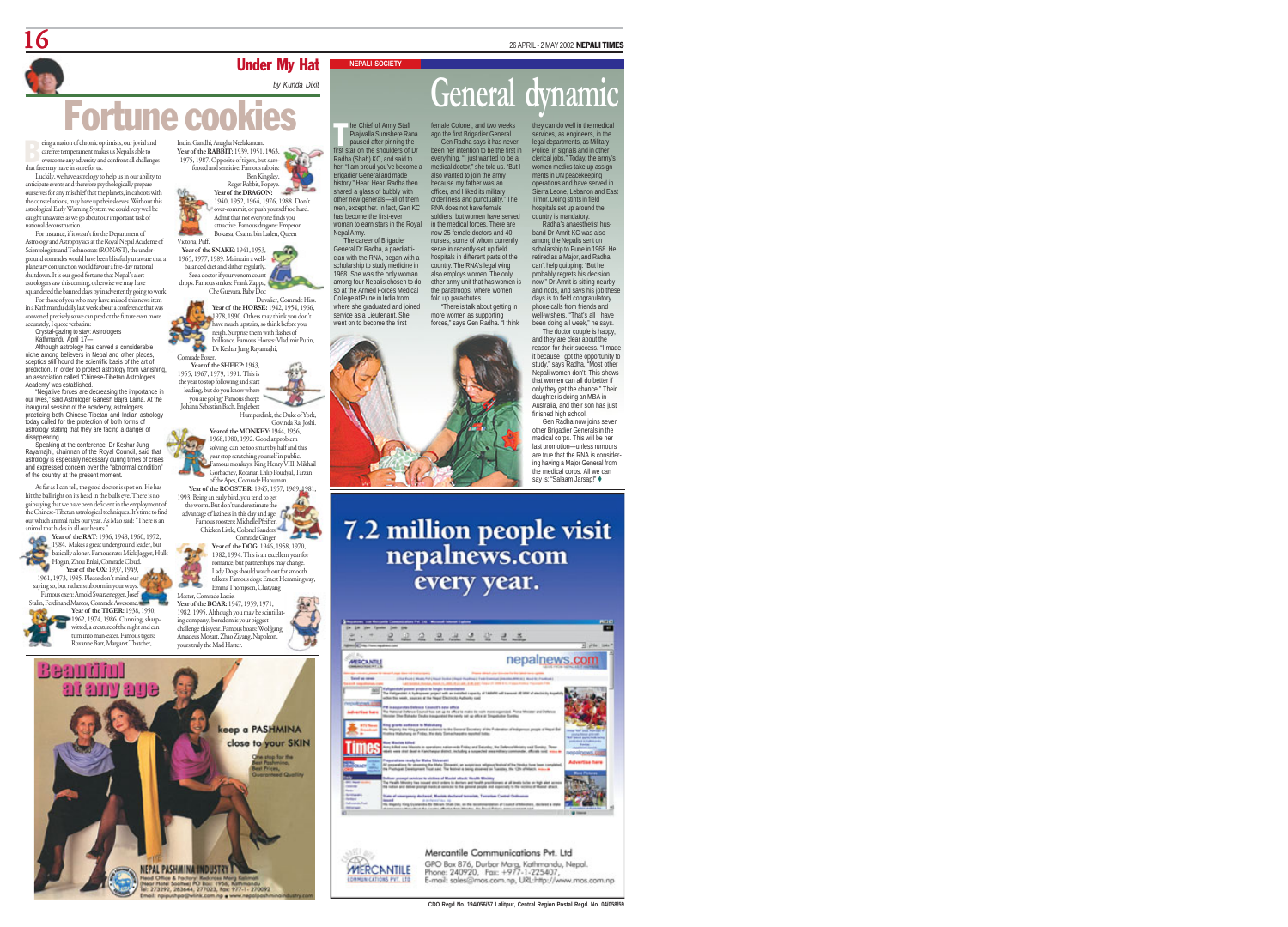## Under My Hat

*by Kunda Dixit*

# Fortune cookies

Being a nation of chronic optimists, our jovial and carefree temperament makes us Nepalis able to overcome any adversity and confront all challenges that fate may have in store for us.

Luckily, we have astrology to help us in our ability to anticipate events and therefore psychologically prepare ourselves for any mischief that the planets, in cahoots with the constellations, may have up their sleeves. Without this astrological Early Warning System we could very well be caught unawares as we go about our important task of national deconstruction.

For instance, if it wasn't for the Department of Astrology and Astrophysics at the Royal Nepal Academe of Scientologists and Technocrats (RONAST), the underground comrades would have been blissfully unaware that a planetary conjunction would favour a five-day national shutdown. It is our good fortune that Nepal's alert astrologers saw this coming, otherwise we may have squandered the banned days by inadvertently going to work.

For those of you who may have missed this news item in a Kathmandu daily last week about a conference that was convened precisely so we can predict the future even more accurately, I quote verbatim:

Crystal-gazing to stay: Astrologers
Kathmandu April 17—

Although astrology has carved a considerable niche among believers in Nepal and other places, sceptics still hound the scientific basis of the art of prediction. In order to protect astrology from vanishing, an association called 'Chinese-Tibetan Astrologers Academy was established.

"Negative forces are decreasing the importance in our lives," said Astrologer Ganesh Bajra Lama. At the inaugural session of the academy, astrologers practicing both Chinese-Tibetan and Indian astrology today called for the protection of both forms of astrology stating that they are facing a danger of disappearing.

Speaking at the conference, Dr Keshar Jung Rayamajhi, chairman of the Royal Council, said that astrology is especially necessary during times of crises and expressed concern over the "abnormal condition" of the country at the present moment.

As far as I can tell, the good doctor is spot on. He has hit the ball right on its head in the bulls eye. There is no gainsaying that we have been deficient in the employment of the Chinese-Tibetan astrological techniques. It's time to find out which animal rules our year. As Mao said: "There is an animal that hides in all our hearts."

**Year of the RAT:** 1936, 1948, 1960, 1972, 1984. Makes a great underground leader, but basically a loner. Famous rats: Mick Jagger, Hulk Hogan, Zhou Enlai, Comrade Cloud.

**Year of the OX:** 1937, 1949, 1961, 1973, 1985. Please don't mind our saying so, but rather stubborn in your ways. Famous oxen: Arnold Swarzenegger, Josef Stalin, Ferdinand Marcos, Comrade Awesome.

**Year of the TIGER:** 1938, 1950, 1962, 1974, 1986. Cunning, sharp-witted, a creature of the night and can turn into man-eater. Famous tigers: Roseanne Barr, Margaret Thatcher, Indira Gandhi, Anagha Neelakantan.

**Year of the RABBIT:** 1939, 1951, 1963, 1975, 1987. Opposite of tigers, but sure-footed and sensitive. Famous rabbits: Ben Kingsley, Roger Rabbit, Popeye.

**Year of the DRAGON:** 1940, 1952, 1964, 1976, 1988. Don't over-commit, or push yourself too hard. Admit that not everyone finds you attractive. Famous dragons: Emperor Bokassa, Osama bin Laden, Queen Victoria, Puff.

**Year of the SNAKE:** 1941, 1953, 1965, 1977, 1989. Maintain a well-balanced diet and slither regularly. See a doctor if your venom count drops. Famous snakes: Frank Zappa, Che Guevara, Baby Doc Duvalier, Comrade Hiss.

**Year of the HORSE:** 1942, 1954, 1966, 1978, 1990. Others may think you don't have much upstairs, so think before you neigh. Surprise them with flashes of brilliance. Famous Horses: Vladimir Putin, Dr Keshar Jung Rayamajhi, Comrade Boxer.

**Year of the SHEEP:** 1943, 1955, 1967, 1979, 1991. This is the year to stop following and start leading, but do you know where you are going? Famous sheep: Johann Sebastian Bach, Englebert Humperdink, the Duke of York, Govinda Raj Joshi.

**Year of the MONKEY:** 1944, 1956, 1968, 1980, 1992. Good at problem solving, can be too smart by half and this year stop scratching yourself in public. Famous monkeys: King Henry VIII, Mikhail Gorbachev, Rotarian Dilip Poudyal, Tarzan of the Apes, Comrade Hanuman.

**Year of the ROOSTER:** 1945, 1957, 1969, 1981, 1993. Being an early bird, you tend to get the worm. But don't underestimate the advantage of laziness in this day and age. Famous roosters: Michelle Pfeiffer, Chicken Little, Colonel Sanders, Comrade Ginger.

**Year of the DOG:** 1946, 1958, 1970, 1982, 1994. This is an excellent year for romance, but partnerships may change. Lady Dogs should watch out for smooth talkers. Famous dogs: Ernest Hemmingway, Emma Thompson, Chatyang Master, Comrade Lassie.

**Year of the BOAR:** 1947, 1959, 1971, 1983, 1995. Although you may be scintillating company, boredom is your biggest challenge this year. Famous boars: Wolfgang Amadeus Mozart, Zhao Ziyang, Napoleon, yours truly the Mad Hatter.

---

NEPALI SOCIETY

# General dynamic

The Chief of Army Staff Prajwalla Sumshere Rana paused after pinning the first star on the shoulders of Dr Radha (Shah) KC, and said to her: "I am proud you've become a Brigadier General and made history." Hear. Hear. Radha then shared a glass of bubbly with other new generals—all of them men, except her. In fact, Gen KC has become the first-ever woman to earn stars in the Royal Nepal Army.

The career of Brigadier General Dr Radha, a paediatrician with the RNA, began with a scholarship to study medicine in 1968. She was the only woman among four Nepalis chosen to do so at the Armed Forces Medical College at Pune in India from where she graduated and joined service as a Lieutenant. She went on to become the first female Colonel, and two weeks ago the first Brigadier General.

Gen Radha says it has never been her intention to be the first in everything. "I just wanted to be a medical doctor," she told us. "But I also wanted to join the army because my father was an officer, and I liked its military orderliness and punctuality." The RNA does not have female soldiers, but women have served in the medical forces. There are now 25 female doctors and 40 nurses, some of whom currently serve in recently-set up field hospitals in different parts of the country. The RNA's legal wing also employs women. The only other army unit that has women is the paratroops, where women fold up parachutes.

"There is talk about getting in more women as supporting forces," says Gen Radha. "I think they can do well in the medical services, as engineers, in the legal departments, as Military Police, in signals and in other clerical jobs." Today, the army's women medics take up assignments in UN peacekeeping operations and have served in Sierra Leone, Lebanon and East Timor. Doing stints in field hospitals set up around the country is mandatory.

Radha's anaesthetist husband Dr Amrit KC was also among the Nepalis sent on scholarship to Pune in 1968. He retired as a Major, and Radha can't help quipping: "But he probably regrets his decision now." Dr Amrit is sitting nearby and nods, and says his job these days is to field congratulatory phone calls from friends and well-wishers. "That's all I have been doing all week," he says.

The doctor couple is happy, and they are clear about the reason for their success. "I made it because I got the opportunity to study," says Radha, "Most other Nepali women don't. This shows that women can all do better if only they get the chance." Their daughter is doing an MBA in Australia, and their son has just finished high school.

Gen Radha now joins seven other Brigadier Generals in the medical corps. This will be her last promotion—unless rumours are true that the RNA is considering having a Major General from the medical corps. All we can say is: "Salaam Jarsap!" ♦

---

Beautiful at any age

keep a PASHMINA close to your SKIN

One stop for the Best Pashmina, Best Prices, Guaranteed Quality

NEPAL PASHMINA INDUSTRY
Head Office & Factory: Bedcross Marg Kalimati
Near Hotel Soaltee) PO Box: 1956, Kathmandu
Tel: 273292, 283644, 277023, Fax: 977-1-270092
Email: npipushpa@wlink.com.np ● www.nepalpashminaindustry.com

---

7.2 million people visit nepalnews.com every year.

Mercantile Communications Pvt. Ltd
GPO Box 876, Durbar Marg, Kathmandu, Nepal.
Phone: 240920, Fax: +977-1-225407,
E-mail: sales@mos.com.np, URL:http://www.mos.com.np

CDO Regd No. 194/056/57 Lalitpur, Central Region Postal Regd. No. 04/058/59